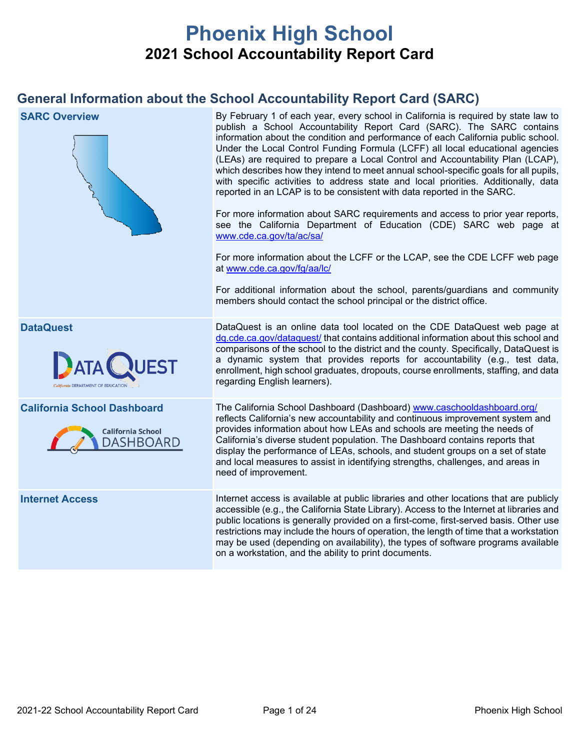# Phoenix High School

## 2021 School Accountability Report Card

## General Information about the School Accountability Report Card (SARC)

| | |
|---|---|
| **SARC Overview** | By February 1 of each year, every school in California is required by state law to publish a School Accountability Report Card (SARC). The SARC contains information about the condition and performance of each California public school. Under the Local Control Funding Formula (LCFF) all local educational agencies (LEAs) are required to prepare a Local Control and Accountability Plan (LCAP), which describes how they intend to meet annual school-specific goals for all pupils, with specific activities to address state and local priorities. Additionally, data reported in an LCAP is to be consistent with data reported in the SARC.<br><br>For more information about SARC requirements and access to prior year reports, see the California Department of Education (CDE) SARC web page at www.cde.ca.gov/ta/ac/sa/<br><br>For more information about the LCFF or the LCAP, see the CDE LCFF web page at www.cde.ca.gov/fg/aa/lc/<br><br>For additional information about the school, parents/guardians and community members should contact the school principal or the district office. |
| **DataQuest** | DataQuest is an online data tool located on the CDE DataQuest web page at dq.cde.ca.gov/dataquest/ that contains additional information about this school and comparisons of the school to the district and the county. Specifically, DataQuest is a dynamic system that provides reports for accountability (e.g., test data, enrollment, high school graduates, dropouts, course enrollments, staffing, and data regarding English learners). |
| **California School Dashboard** | The California School Dashboard (Dashboard) www.caschooldashboard.org/ reflects California's new accountability and continuous improvement system and provides information about how LEAs and schools are meeting the needs of California's diverse student population. The Dashboard contains reports that display the performance of LEAs, schools, and student groups on a set of state and local measures to assist in identifying strengths, challenges, and areas in need of improvement. |
| **Internet Access** | Internet access is available at public libraries and other locations that are publicly accessible (e.g., the California State Library). Access to the Internet at libraries and public locations is generally provided on a first-come, first-served basis. Other use restrictions may include the hours of operation, the length of time that a workstation may be used (depending on availability), the types of software programs available on a workstation, and the ability to print documents. |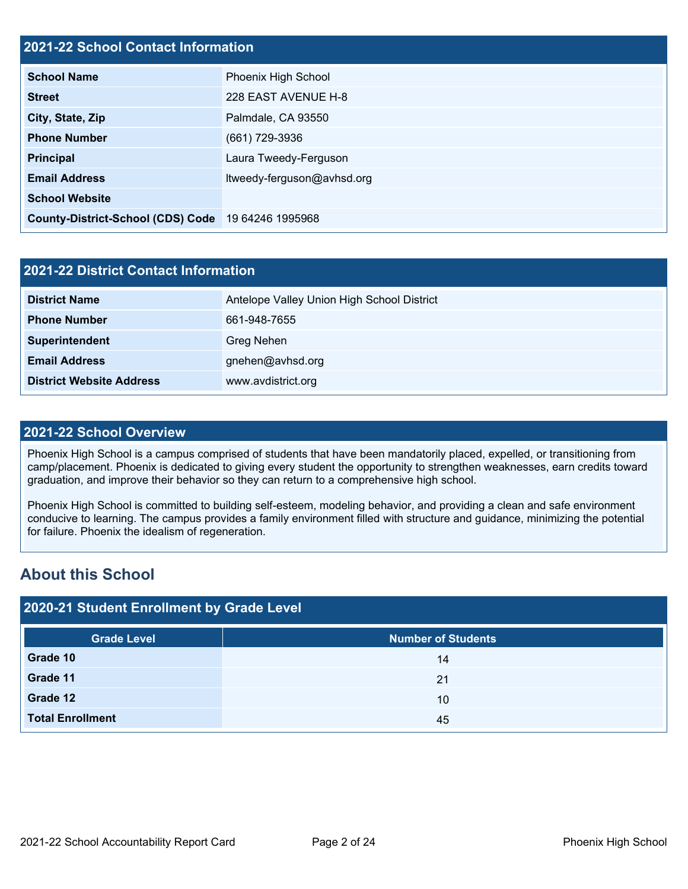## 2021-22 School Contact Information

| | |
|---|---|
| **School Name** | Phoenix High School |
| **Street** | 228 EAST AVENUE H-8 |
| **City, State, Zip** | Palmdale, CA 93550 |
| **Phone Number** | (661) 729-3936 |
| **Principal** | Laura Tweedy-Ferguson |
| **Email Address** | ltweedy-ferguson@avhsd.org |
| **School Website** | |
| **County-District-School (CDS) Code** | 19 64246 1995968 |

## 2021-22 District Contact Information

| | |
|---|---|
| **District Name** | Antelope Valley Union High School District |
| **Phone Number** | 661-948-7655 |
| **Superintendent** | Greg Nehen |
| **Email Address** | gnehen@avhsd.org |
| **District Website Address** | www.avdistrict.org |

## 2021-22 School Overview

Phoenix High School is a campus comprised of students that have been mandatorily placed, expelled, or transitioning from camp/placement. Phoenix is dedicated to giving every student the opportunity to strengthen weaknesses, earn credits toward graduation, and improve their behavior so they can return to a comprehensive high school.

Phoenix High School is committed to building self-esteem, modeling behavior, and providing a clean and safe environment conducive to learning. The campus provides a family environment filled with structure and guidance, minimizing the potential for failure. Phoenix the idealism of regeneration.

# About this School

## 2020-21 Student Enrollment by Grade Level

| Grade Level | Number of Students |
|---|---|
| **Grade 10** | 14 |
| **Grade 11** | 21 |
| **Grade 12** | 10 |
| **Total Enrollment** | 45 |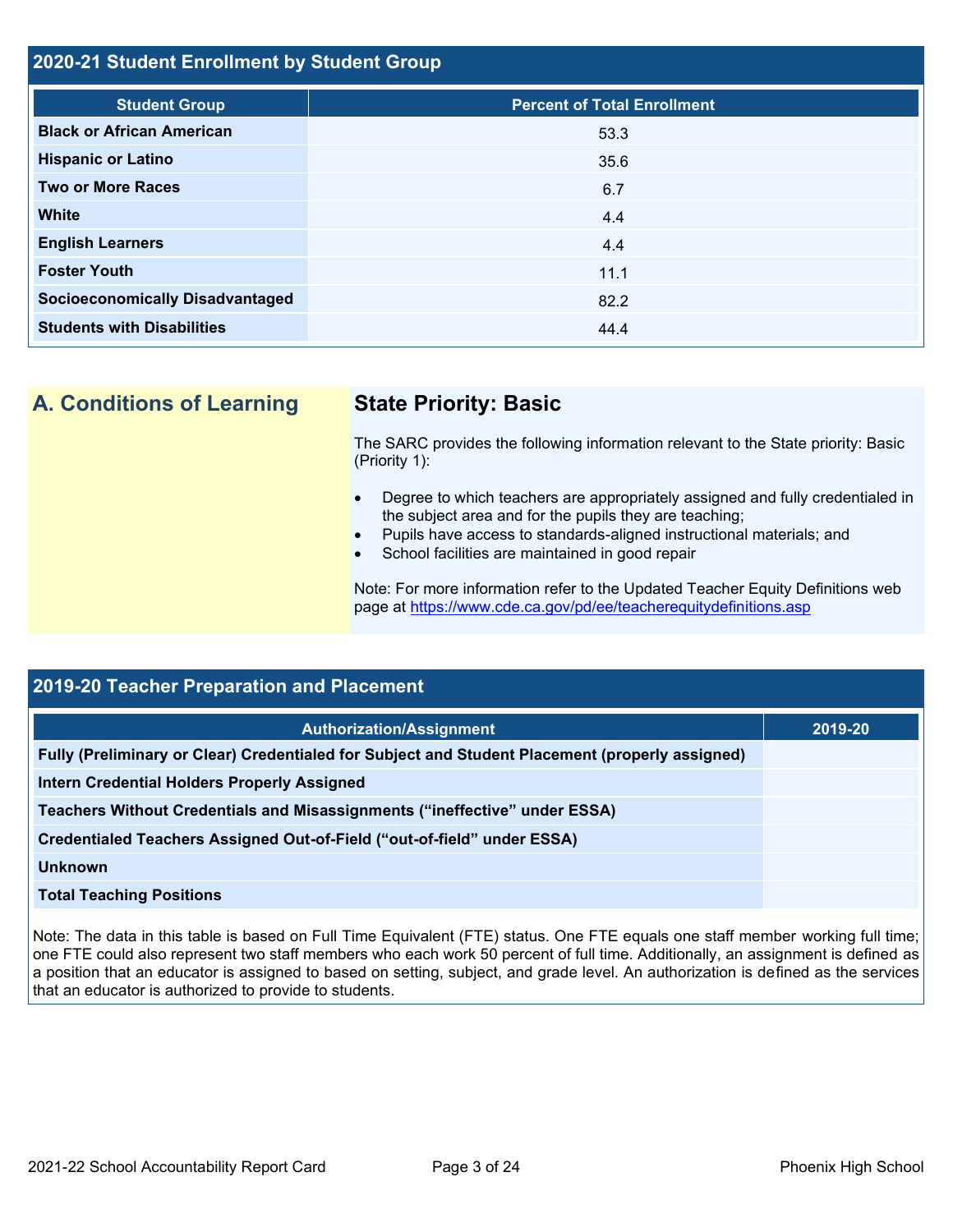## 2020-21 Student Enrollment by Student Group

| Student Group | Percent of Total Enrollment |
|---|---|
| Black or African American | 53.3 |
| Hispanic or Latino | 35.6 |
| Two or More Races | 6.7 |
| White | 4.4 |
| English Learners | 4.4 |
| Foster Youth | 11.1 |
| Socioeconomically Disadvantaged | 82.2 |
| Students with Disabilities | 44.4 |

## A. Conditions of Learning

### State Priority: Basic

The SARC provides the following information relevant to the State priority: Basic (Priority 1):

- Degree to which teachers are appropriately assigned and fully credentialed in the subject area and for the pupils they are teaching;
- Pupils have access to standards-aligned instructional materials; and
- School facilities are maintained in good repair

Note: For more information refer to the Updated Teacher Equity Definitions web page at https://www.cde.ca.gov/pd/ee/teacherequitydefinitions.asp

## 2019-20 Teacher Preparation and Placement

| Authorization/Assignment | 2019-20 |
|---|---|
| Fully (Preliminary or Clear) Credentialed for Subject and Student Placement (properly assigned) | |
| Intern Credential Holders Properly Assigned | |
| Teachers Without Credentials and Misassignments ("ineffective" under ESSA) | |
| Credentialed Teachers Assigned Out-of-Field ("out-of-field" under ESSA) | |
| Unknown | |
| Total Teaching Positions | |

Note: The data in this table is based on Full Time Equivalent (FTE) status. One FTE equals one staff member working full time; one FTE could also represent two staff members who each work 50 percent of full time. Additionally, an assignment is defined as a position that an educator is assigned to based on setting, subject, and grade level. An authorization is defined as the services that an educator is authorized to provide to students.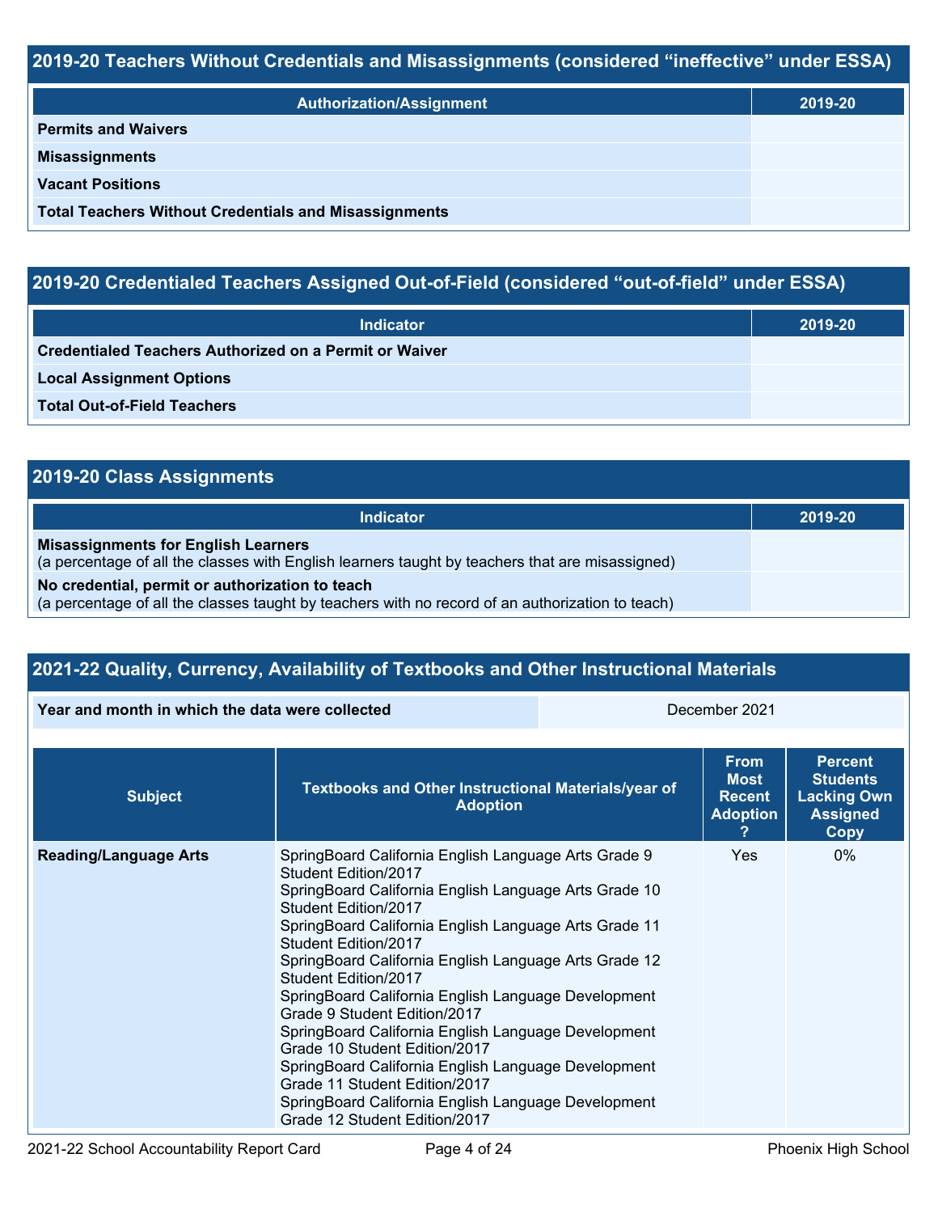## 2019-20 Teachers Without Credentials and Misassignments (considered "ineffective" under ESSA)

| Authorization/Assignment | 2019-20 |
| --- | --- |
| **Permits and Waivers** | |
| **Misassignments** | |
| **Vacant Positions** | |
| **Total Teachers Without Credentials and Misassignments** | |

## 2019-20 Credentialed Teachers Assigned Out-of-Field (considered "out-of-field" under ESSA)

| Indicator | 2019-20 |
| --- | --- |
| **Credentialed Teachers Authorized on a Permit or Waiver** | |
| **Local Assignment Options** | |
| **Total Out-of-Field Teachers** | |

## 2019-20 Class Assignments

| Indicator | 2019-20 |
| --- | --- |
| **Misassignments for English Learners** (a percentage of all the classes with English learners taught by teachers that are misassigned) | |
| **No credential, permit or authorization to teach** (a percentage of all the classes taught by teachers with no record of an authorization to teach) | |

## 2021-22 Quality, Currency, Availability of Textbooks and Other Instructional Materials

| Year and month in which the data were collected | December 2021 |
| --- | --- |

| Subject | Textbooks and Other Instructional Materials/year of Adoption | From Most Recent Adoption ? | Percent Students Lacking Own Assigned Copy |
| --- | --- | --- | --- |
| **Reading/Language Arts** | SpringBoard California English Language Arts Grade 9 Student Edition/2017<br>SpringBoard California English Language Arts Grade 10 Student Edition/2017<br>SpringBoard California English Language Arts Grade 11 Student Edition/2017<br>SpringBoard California English Language Arts Grade 12 Student Edition/2017<br>SpringBoard California English Language Development Grade 9 Student Edition/2017<br>SpringBoard California English Language Development Grade 10 Student Edition/2017<br>SpringBoard California English Language Development Grade 11 Student Edition/2017<br>SpringBoard California English Language Development Grade 12 Student Edition/2017 | Yes | 0% |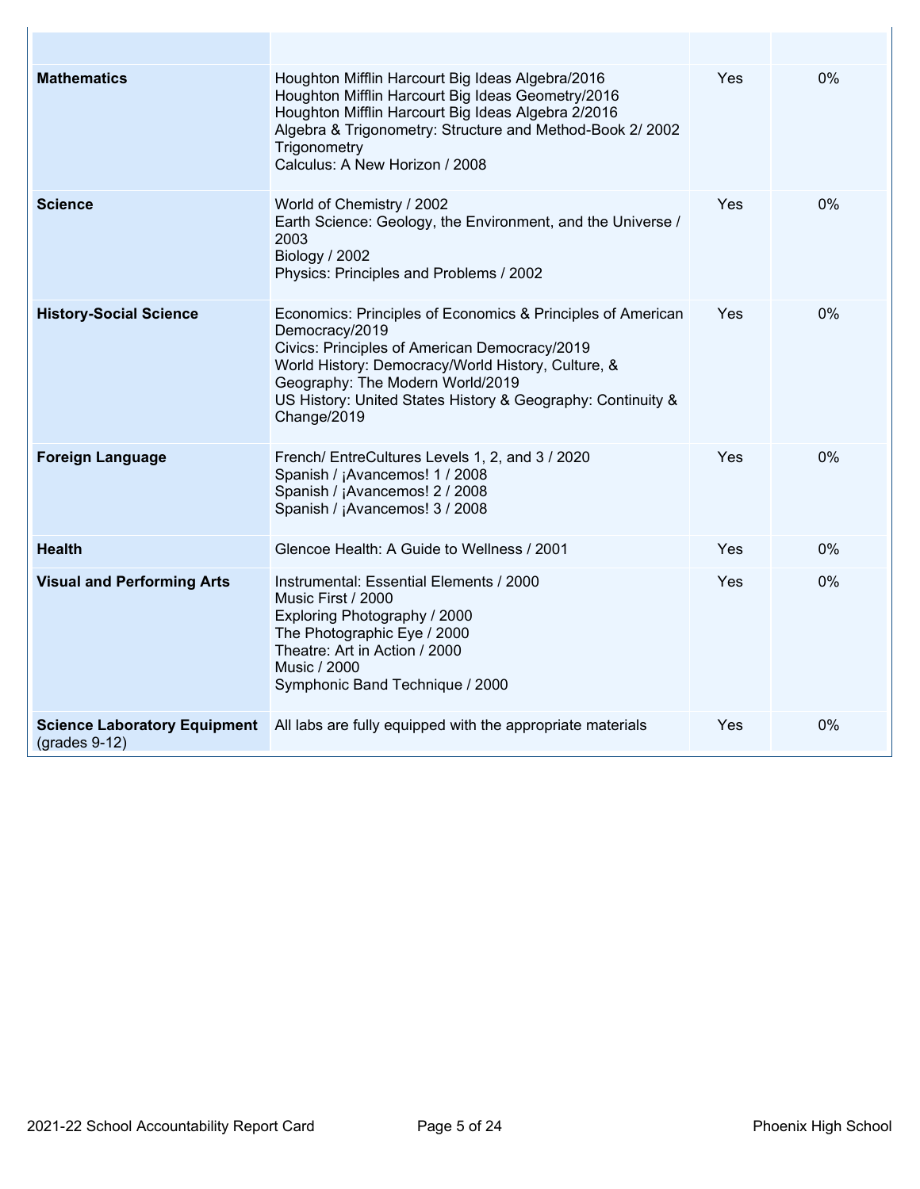| | | | |
|---|---|---|---|
| **Mathematics** | Houghton Mifflin Harcourt Big Ideas Algebra/2016<br>Houghton Mifflin Harcourt Big Ideas Geometry/2016<br>Houghton Mifflin Harcourt Big Ideas Algebra 2/2016<br>Algebra & Trigonometry: Structure and Method-Book 2/ 2002<br>Trigonometry<br>Calculus: A New Horizon / 2008 | Yes | 0% |
| **Science** | World of Chemistry / 2002<br>Earth Science: Geology, the Environment, and the Universe / 2003<br>Biology / 2002<br>Physics: Principles and Problems / 2002 | Yes | 0% |
| **History-Social Science** | Economics: Principles of Economics & Principles of American Democracy/2019<br>Civics: Principles of American Democracy/2019<br>World History: Democracy/World History, Culture, & Geography: The Modern World/2019<br>US History: United States History & Geography: Continuity & Change/2019 | Yes | 0% |
| **Foreign Language** | French/ EntreCultures Levels 1, 2, and 3 / 2020<br>Spanish / ¡Avancemos! 1 / 2008<br>Spanish / ¡Avancemos! 2 / 2008<br>Spanish / ¡Avancemos! 3 / 2008 | Yes | 0% |
| **Health** | Glencoe Health: A Guide to Wellness / 2001 | Yes | 0% |
| **Visual and Performing Arts** | Instrumental: Essential Elements / 2000<br>Music First / 2000<br>Exploring Photography / 2000<br>The Photographic Eye / 2000<br>Theatre: Art in Action / 2000<br>Music / 2000<br>Symphonic Band Technique / 2000 | Yes | 0% |
| **Science Laboratory Equipment** (grades 9-12) | All labs are fully equipped with the appropriate materials | Yes | 0% |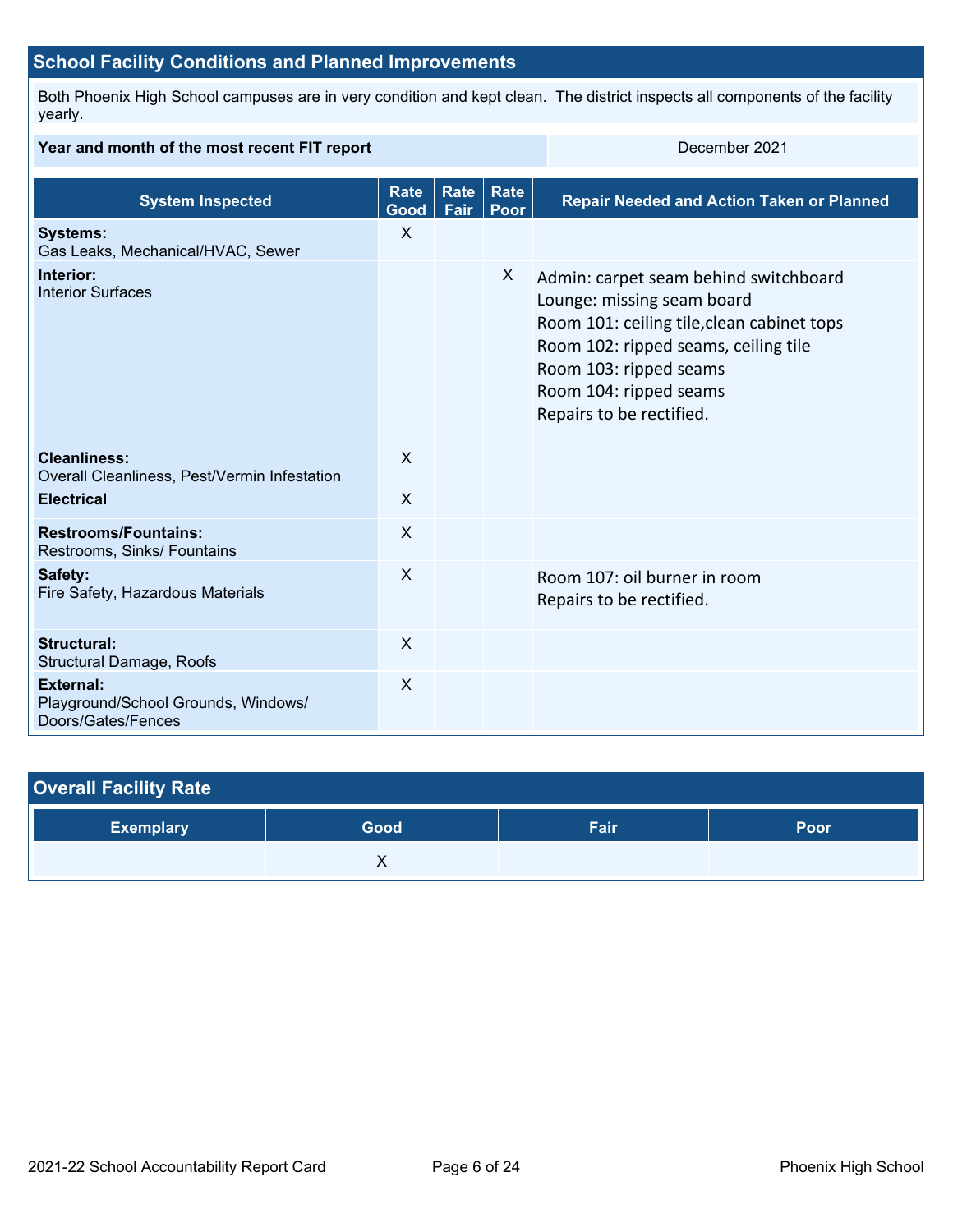## School Facility Conditions and Planned Improvements

Both Phoenix High School campuses are in very condition and kept clean. The district inspects all components of the facility yearly.

| Year and month of the most recent FIT report | December 2021 |
|---|---|

| System Inspected | Rate Good | Rate Fair | Rate Poor | Repair Needed and Action Taken or Planned |
|---|---|---|---|---|
| **Systems:** Gas Leaks, Mechanical/HVAC, Sewer | X | | | |
| **Interior:** Interior Surfaces | | | X | Admin: carpet seam behind switchboard<br>Lounge: missing seam board<br>Room 101: ceiling tile,clean cabinet tops<br>Room 102: ripped seams, ceiling tile<br>Room 103: ripped seams<br>Room 104: ripped seams<br>Repairs to be rectified. |
| **Cleanliness:** Overall Cleanliness, Pest/Vermin Infestation | X | | | |
| **Electrical** | X | | | |
| **Restrooms/Fountains:** Restrooms, Sinks/ Fountains | X | | | |
| **Safety:** Fire Safety, Hazardous Materials | X | | | Room 107: oil burner in room<br>Repairs to be rectified. |
| **Structural:** Structural Damage, Roofs | X | | | |
| **External:** Playground/School Grounds, Windows/ Doors/Gates/Fences | X | | | |

## Overall Facility Rate

| Exemplary | Good | Fair | Poor |
|---|---|---|---|
| | X | | |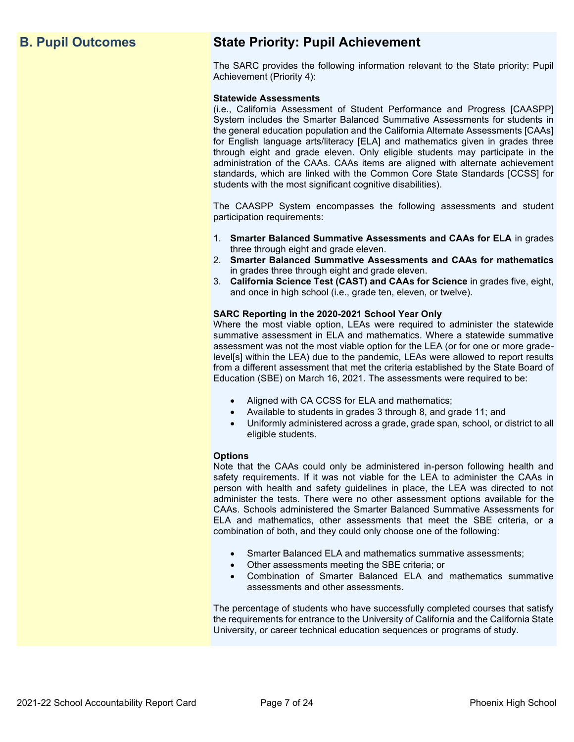## B. Pupil Outcomes

## State Priority: Pupil Achievement

The SARC provides the following information relevant to the State priority: Pupil Achievement (Priority 4):

**Statewide Assessments**
(i.e., California Assessment of Student Performance and Progress [CAASPP] System includes the Smarter Balanced Summative Assessments for students in the general education population and the California Alternate Assessments [CAAs] for English language arts/literacy [ELA] and mathematics given in grades three through eight and grade eleven. Only eligible students may participate in the administration of the CAAs. CAAs items are aligned with alternate achievement standards, which are linked with the Common Core State Standards [CCSS] for students with the most significant cognitive disabilities).

The CAASPP System encompasses the following assessments and student participation requirements:

1. **Smarter Balanced Summative Assessments and CAAs for ELA** in grades three through eight and grade eleven.
2. **Smarter Balanced Summative Assessments and CAAs for mathematics** in grades three through eight and grade eleven.
3. **California Science Test (CAST) and CAAs for Science** in grades five, eight, and once in high school (i.e., grade ten, eleven, or twelve).

**SARC Reporting in the 2020-2021 School Year Only**
Where the most viable option, LEAs were required to administer the statewide summative assessment in ELA and mathematics. Where a statewide summative assessment was not the most viable option for the LEA (or for one or more grade-level[s] within the LEA) due to the pandemic, LEAs were allowed to report results from a different assessment that met the criteria established by the State Board of Education (SBE) on March 16, 2021. The assessments were required to be:

- Aligned with CA CCSS for ELA and mathematics;
- Available to students in grades 3 through 8, and grade 11; and
- Uniformly administered across a grade, grade span, school, or district to all eligible students.

**Options**
Note that the CAAs could only be administered in-person following health and safety requirements. If it was not viable for the LEA to administer the CAAs in person with health and safety guidelines in place, the LEA was directed to not administer the tests. There were no other assessment options available for the CAAs. Schools administered the Smarter Balanced Summative Assessments for ELA and mathematics, other assessments that meet the SBE criteria, or a combination of both, and they could only choose one of the following:

- Smarter Balanced ELA and mathematics summative assessments;
- Other assessments meeting the SBE criteria; or
- Combination of Smarter Balanced ELA and mathematics summative assessments and other assessments.

The percentage of students who have successfully completed courses that satisfy the requirements for entrance to the University of California and the California State University, or career technical education sequences or programs of study.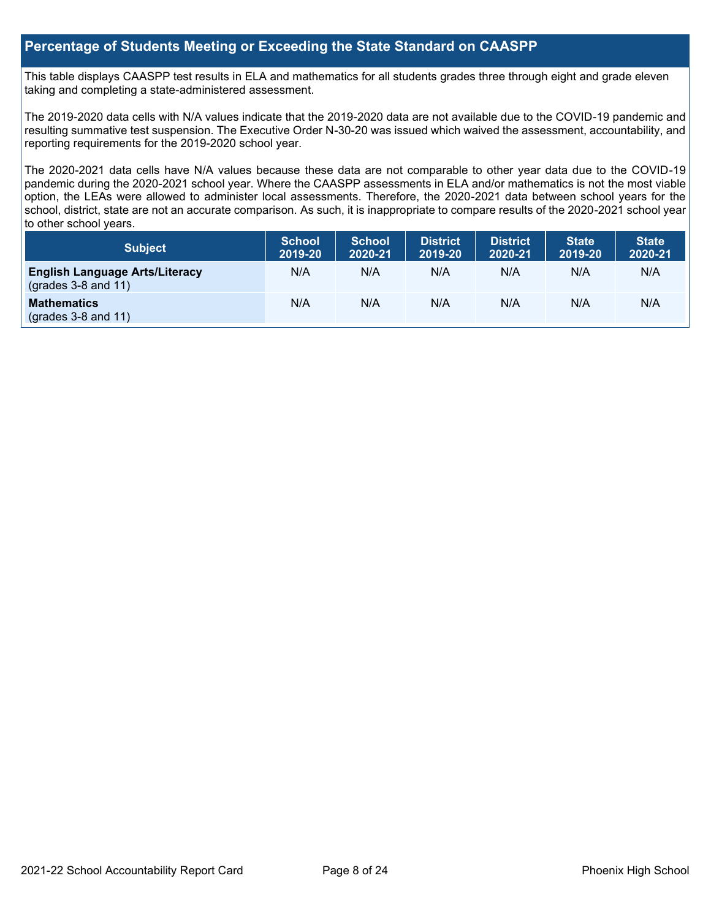## Percentage of Students Meeting or Exceeding the State Standard on CAASPP

This table displays CAASPP test results in ELA and mathematics for all students grades three through eight and grade eleven taking and completing a state-administered assessment.

The 2019-2020 data cells with N/A values indicate that the 2019-2020 data are not available due to the COVID-19 pandemic and resulting summative test suspension. The Executive Order N-30-20 was issued which waived the assessment, accountability, and reporting requirements for the 2019-2020 school year.

The 2020-2021 data cells have N/A values because these data are not comparable to other year data due to the COVID-19 pandemic during the 2020-2021 school year. Where the CAASPP assessments in ELA and/or mathematics is not the most viable option, the LEAs were allowed to administer local assessments. Therefore, the 2020-2021 data between school years for the school, district, state are not an accurate comparison. As such, it is inappropriate to compare results of the 2020-2021 school year to other school years.

| Subject | School 2019-20 | School 2020-21 | District 2019-20 | District 2020-21 | State 2019-20 | State 2020-21 |
|---|---|---|---|---|---|---|
| **English Language Arts/Literacy** (grades 3-8 and 11) | N/A | N/A | N/A | N/A | N/A | N/A |
| **Mathematics** (grades 3-8 and 11) | N/A | N/A | N/A | N/A | N/A | N/A |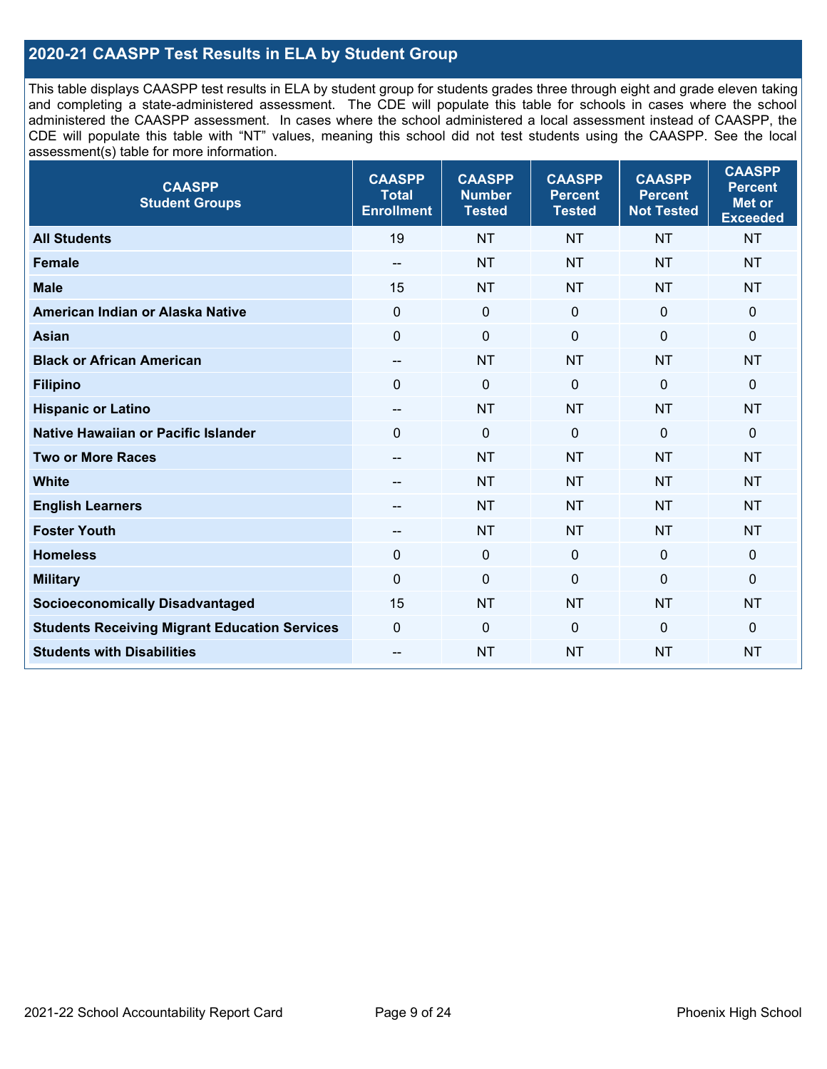## 2020-21 CAASPP Test Results in ELA by Student Group

This table displays CAASPP test results in ELA by student group for students grades three through eight and grade eleven taking and completing a state-administered assessment. The CDE will populate this table for schools in cases where the school administered the CAASPP assessment. In cases where the school administered a local assessment instead of CAASPP, the CDE will populate this table with "NT" values, meaning this school did not test students using the CAASPP. See the local assessment(s) table for more information.

| CAASPP Student Groups | CAASPP Total Enrollment | CAASPP Number Tested | CAASPP Percent Tested | CAASPP Percent Not Tested | CAASPP Percent Met or Exceeded |
|---|---|---|---|---|---|
| **All Students** | 19 | NT | NT | NT | NT |
| **Female** | -- | NT | NT | NT | NT |
| **Male** | 15 | NT | NT | NT | NT |
| **American Indian or Alaska Native** | 0 | 0 | 0 | 0 | 0 |
| **Asian** | 0 | 0 | 0 | 0 | 0 |
| **Black or African American** | -- | NT | NT | NT | NT |
| **Filipino** | 0 | 0 | 0 | 0 | 0 |
| **Hispanic or Latino** | -- | NT | NT | NT | NT |
| **Native Hawaiian or Pacific Islander** | 0 | 0 | 0 | 0 | 0 |
| **Two or More Races** | -- | NT | NT | NT | NT |
| **White** | -- | NT | NT | NT | NT |
| **English Learners** | -- | NT | NT | NT | NT |
| **Foster Youth** | -- | NT | NT | NT | NT |
| **Homeless** | 0 | 0 | 0 | 0 | 0 |
| **Military** | 0 | 0 | 0 | 0 | 0 |
| **Socioeconomically Disadvantaged** | 15 | NT | NT | NT | NT |
| **Students Receiving Migrant Education Services** | 0 | 0 | 0 | 0 | 0 |
| **Students with Disabilities** | -- | NT | NT | NT | NT |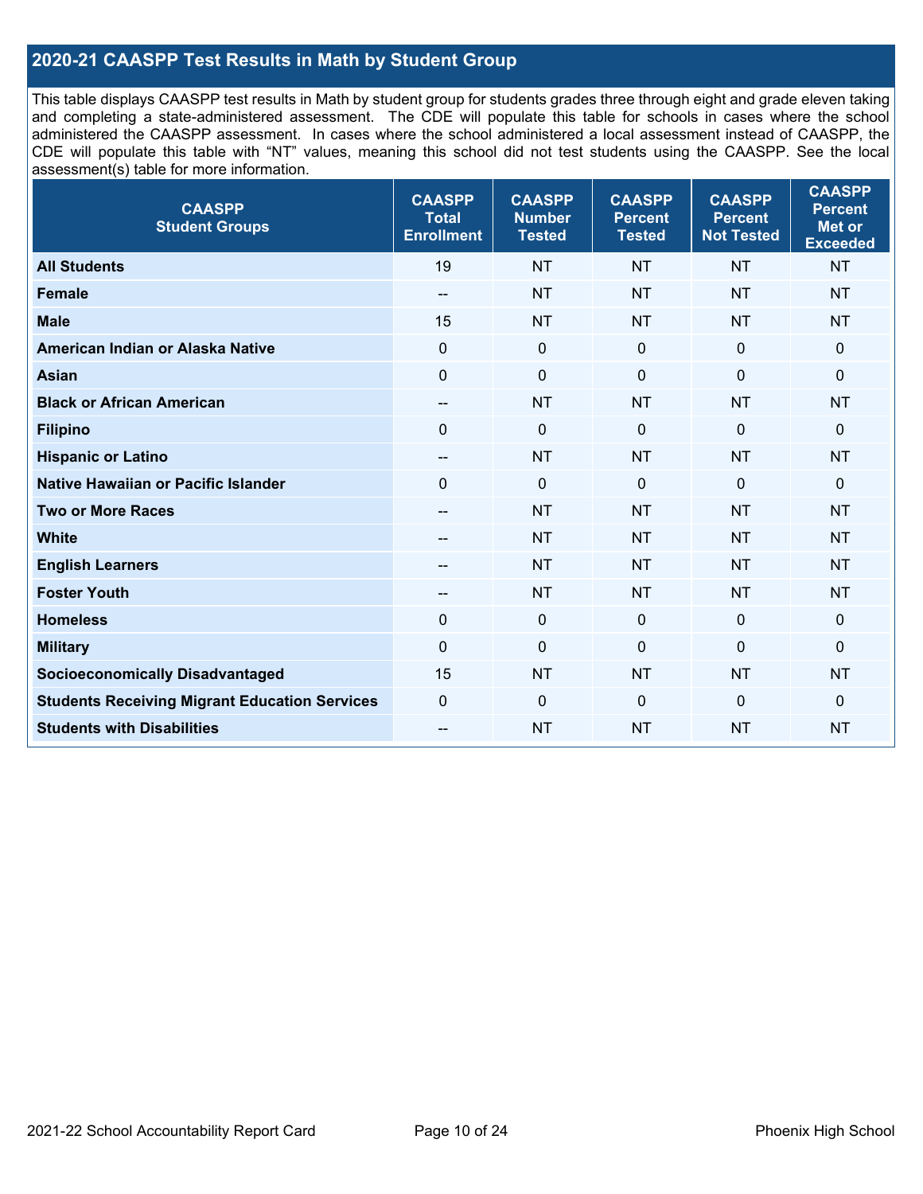## 2020-21 CAASPP Test Results in Math by Student Group

This table displays CAASPP test results in Math by student group for students grades three through eight and grade eleven taking and completing a state-administered assessment. The CDE will populate this table for schools in cases where the school administered the CAASPP assessment. In cases where the school administered a local assessment instead of CAASPP, the CDE will populate this table with "NT" values, meaning this school did not test students using the CAASPP. See the local assessment(s) table for more information.

| CAASPP Student Groups | CAASPP Total Enrollment | CAASPP Number Tested | CAASPP Percent Tested | CAASPP Percent Not Tested | CAASPP Percent Met or Exceeded |
|---|---|---|---|---|---|
| **All Students** | 19 | NT | NT | NT | NT |
| **Female** | -- | NT | NT | NT | NT |
| **Male** | 15 | NT | NT | NT | NT |
| **American Indian or Alaska Native** | 0 | 0 | 0 | 0 | 0 |
| **Asian** | 0 | 0 | 0 | 0 | 0 |
| **Black or African American** | -- | NT | NT | NT | NT |
| **Filipino** | 0 | 0 | 0 | 0 | 0 |
| **Hispanic or Latino** | -- | NT | NT | NT | NT |
| **Native Hawaiian or Pacific Islander** | 0 | 0 | 0 | 0 | 0 |
| **Two or More Races** | -- | NT | NT | NT | NT |
| **White** | -- | NT | NT | NT | NT |
| **English Learners** | -- | NT | NT | NT | NT |
| **Foster Youth** | -- | NT | NT | NT | NT |
| **Homeless** | 0 | 0 | 0 | 0 | 0 |
| **Military** | 0 | 0 | 0 | 0 | 0 |
| **Socioeconomically Disadvantaged** | 15 | NT | NT | NT | NT |
| **Students Receiving Migrant Education Services** | 0 | 0 | 0 | 0 | 0 |
| **Students with Disabilities** | -- | NT | NT | NT | NT |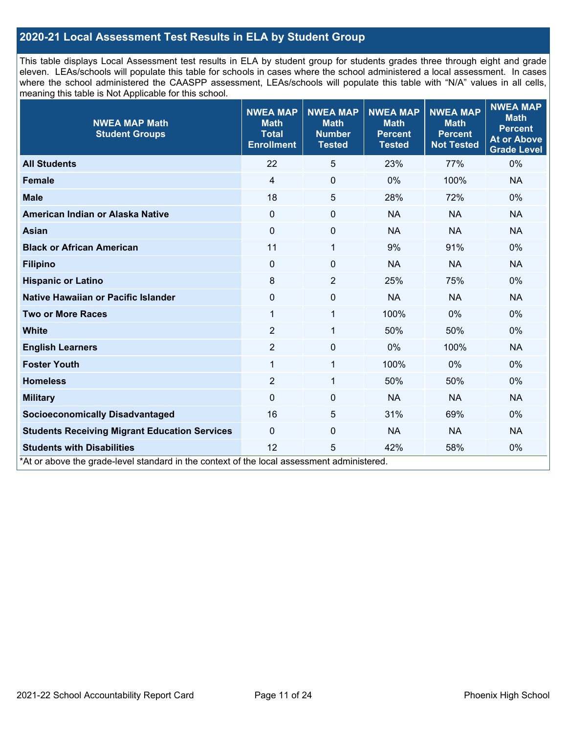## 2020-21 Local Assessment Test Results in ELA by Student Group

This table displays Local Assessment test results in ELA by student group for students grades three through eight and grade eleven. LEAs/schools will populate this table for schools in cases where the school administered a local assessment. In cases where the school administered the CAASPP assessment, LEAs/schools will populate this table with "N/A" values in all cells, meaning this table is Not Applicable for this school.

| NWEA MAP Math Student Groups | NWEA MAP Math Total Enrollment | NWEA MAP Math Number Tested | NWEA MAP Math Percent Tested | NWEA MAP Math Percent Not Tested | NWEA MAP Math Percent At or Above Grade Level |
|---|---|---|---|---|---|
| **All Students** | 22 | 5 | 23% | 77% | 0% |
| **Female** | 4 | 0 | 0% | 100% | NA |
| **Male** | 18 | 5 | 28% | 72% | 0% |
| **American Indian or Alaska Native** | 0 | 0 | NA | NA | NA |
| **Asian** | 0 | 0 | NA | NA | NA |
| **Black or African American** | 11 | 1 | 9% | 91% | 0% |
| **Filipino** | 0 | 0 | NA | NA | NA |
| **Hispanic or Latino** | 8 | 2 | 25% | 75% | 0% |
| **Native Hawaiian or Pacific Islander** | 0 | 0 | NA | NA | NA |
| **Two or More Races** | 1 | 1 | 100% | 0% | 0% |
| **White** | 2 | 1 | 50% | 50% | 0% |
| **English Learners** | 2 | 0 | 0% | 100% | NA |
| **Foster Youth** | 1 | 1 | 100% | 0% | 0% |
| **Homeless** | 2 | 1 | 50% | 50% | 0% |
| **Military** | 0 | 0 | NA | NA | NA |
| **Socioeconomically Disadvantaged** | 16 | 5 | 31% | 69% | 0% |
| **Students Receiving Migrant Education Services** | 0 | 0 | NA | NA | NA |
| **Students with Disabilities** | 12 | 5 | 42% | 58% | 0% |

*At or above the grade-level standard in the context of the local assessment administered.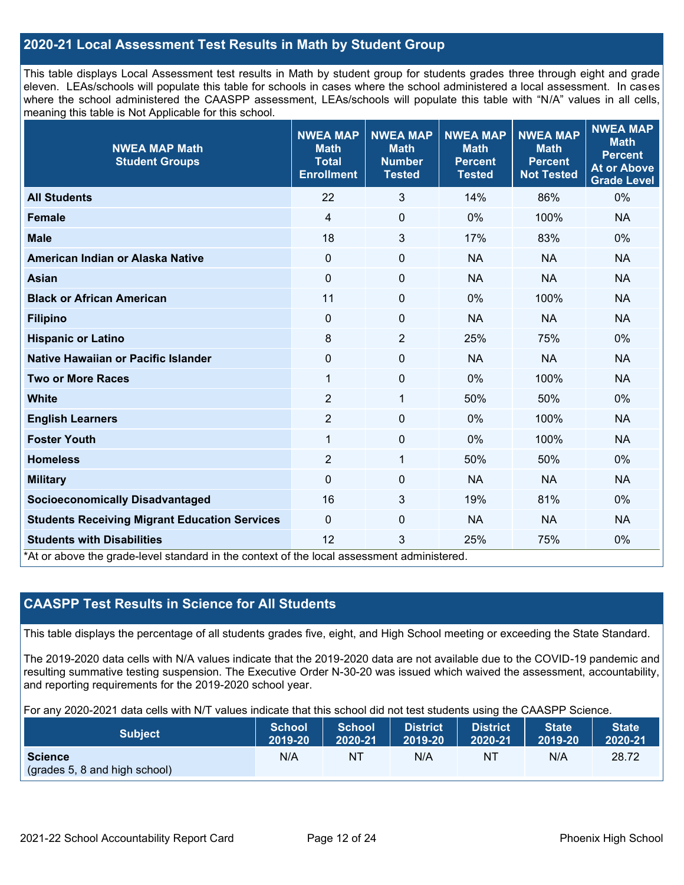## 2020-21 Local Assessment Test Results in Math by Student Group

This table displays Local Assessment test results in Math by student group for students grades three through eight and grade eleven. LEAs/schools will populate this table for schools in cases where the school administered a local assessment. In cases where the school administered the CAASPP assessment, LEAs/schools will populate this table with "N/A" values in all cells, meaning this table is Not Applicable for this school.

| NWEA MAP Math Student Groups | NWEA MAP Math Total Enrollment | NWEA MAP Math Number Tested | NWEA MAP Math Percent Tested | NWEA MAP Math Percent Not Tested | NWEA MAP Math Percent At or Above Grade Level |
|---|---|---|---|---|---|
| **All Students** | 22 | 3 | 14% | 86% | 0% |
| **Female** | 4 | 0 | 0% | 100% | NA |
| **Male** | 18 | 3 | 17% | 83% | 0% |
| **American Indian or Alaska Native** | 0 | 0 | NA | NA | NA |
| **Asian** | 0 | 0 | NA | NA | NA |
| **Black or African American** | 11 | 0 | 0% | 100% | NA |
| **Filipino** | 0 | 0 | NA | NA | NA |
| **Hispanic or Latino** | 8 | 2 | 25% | 75% | 0% |
| **Native Hawaiian or Pacific Islander** | 0 | 0 | NA | NA | NA |
| **Two or More Races** | 1 | 0 | 0% | 100% | NA |
| **White** | 2 | 1 | 50% | 50% | 0% |
| **English Learners** | 2 | 0 | 0% | 100% | NA |
| **Foster Youth** | 1 | 0 | 0% | 100% | NA |
| **Homeless** | 2 | 1 | 50% | 50% | 0% |
| **Military** | 0 | 0 | NA | NA | NA |
| **Socioeconomically Disadvantaged** | 16 | 3 | 19% | 81% | 0% |
| **Students Receiving Migrant Education Services** | 0 | 0 | NA | NA | NA |
| **Students with Disabilities** | 12 | 3 | 25% | 75% | 0% |

*At or above the grade-level standard in the context of the local assessment administered.

## CAASPP Test Results in Science for All Students

This table displays the percentage of all students grades five, eight, and High School meeting or exceeding the State Standard.

The 2019-2020 data cells with N/A values indicate that the 2019-2020 data are not available due to the COVID-19 pandemic and resulting summative testing suspension. The Executive Order N-30-20 was issued which waived the assessment, accountability, and reporting requirements for the 2019-2020 school year.

For any 2020-2021 data cells with N/T values indicate that this school did not test students using the CAASPP Science.

| Subject | School 2019-20 | School 2020-21 | District 2019-20 | District 2020-21 | State 2019-20 | State 2020-21 |
|---|---|---|---|---|---|---|
| **Science** (grades 5, 8 and high school) | N/A | NT | N/A | NT | N/A | 28.72 |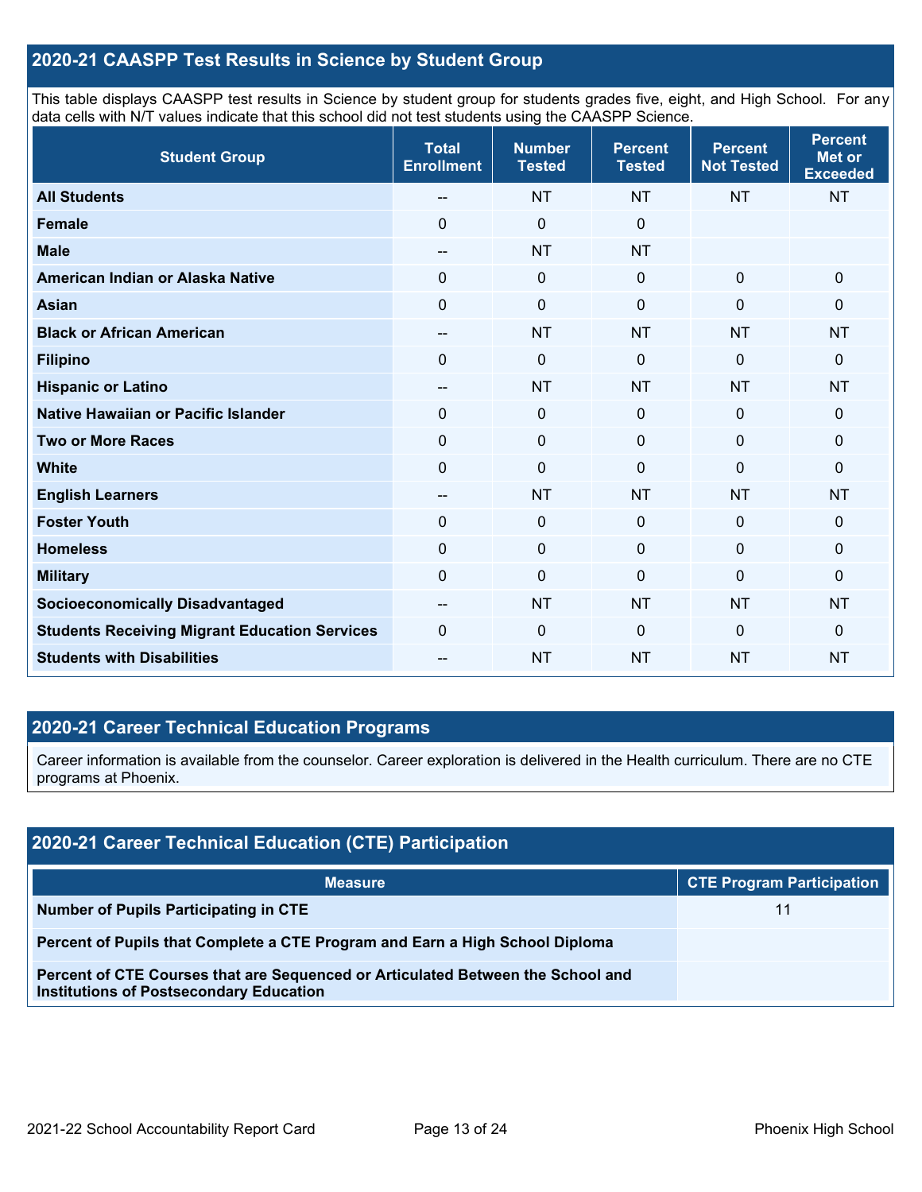## 2020-21 CAASPP Test Results in Science by Student Group

This table displays CAASPP test results in Science by student group for students grades five, eight, and High School. For any data cells with N/T values indicate that this school did not test students using the CAASPP Science.

| Student Group | Total Enrollment | Number Tested | Percent Tested | Percent Not Tested | Percent Met or Exceeded |
|---|---|---|---|---|---|
| **All Students** | -- | NT | NT | NT | NT |
| **Female** | 0 | 0 | 0 | | |
| **Male** | -- | NT | NT | | |
| **American Indian or Alaska Native** | 0 | 0 | 0 | 0 | 0 |
| **Asian** | 0 | 0 | 0 | 0 | 0 |
| **Black or African American** | -- | NT | NT | NT | NT |
| **Filipino** | 0 | 0 | 0 | 0 | 0 |
| **Hispanic or Latino** | -- | NT | NT | NT | NT |
| **Native Hawaiian or Pacific Islander** | 0 | 0 | 0 | 0 | 0 |
| **Two or More Races** | 0 | 0 | 0 | 0 | 0 |
| **White** | 0 | 0 | 0 | 0 | 0 |
| **English Learners** | -- | NT | NT | NT | NT |
| **Foster Youth** | 0 | 0 | 0 | 0 | 0 |
| **Homeless** | 0 | 0 | 0 | 0 | 0 |
| **Military** | 0 | 0 | 0 | 0 | 0 |
| **Socioeconomically Disadvantaged** | -- | NT | NT | NT | NT |
| **Students Receiving Migrant Education Services** | 0 | 0 | 0 | 0 | 0 |
| **Students with Disabilities** | -- | NT | NT | NT | NT |

## 2020-21 Career Technical Education Programs

Career information is available from the counselor. Career exploration is delivered in the Health curriculum. There are no CTE programs at Phoenix.

## 2020-21 Career Technical Education (CTE) Participation

| Measure | CTE Program Participation |
|---|---|
| **Number of Pupils Participating in CTE** | 11 |
| **Percent of Pupils that Complete a CTE Program and Earn a High School Diploma** | |
| **Percent of CTE Courses that are Sequenced or Articulated Between the School and Institutions of Postsecondary Education** | |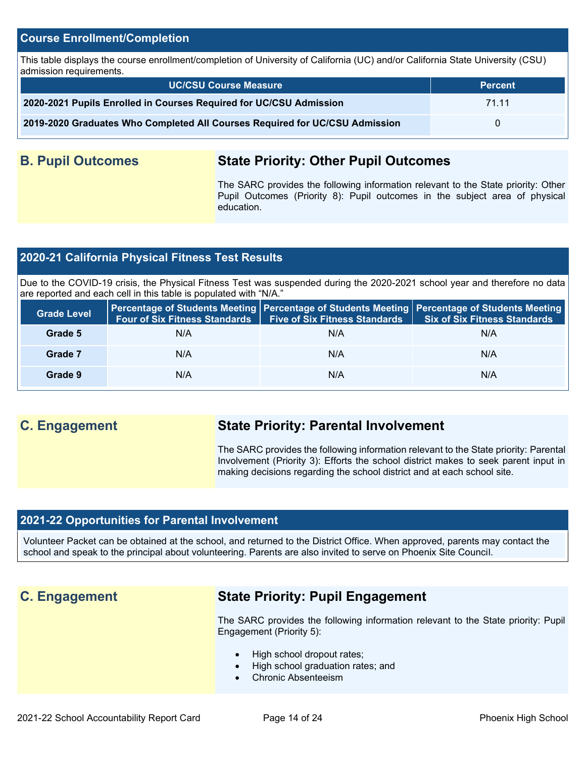## Course Enrollment/Completion

This table displays the course enrollment/completion of University of California (UC) and/or California State University (CSU) admission requirements.

| UC/CSU Course Measure | Percent |
|---|---|
| **2020-2021 Pupils Enrolled in Courses Required for UC/CSU Admission** | 71.11 |
| **2019-2020 Graduates Who Completed All Courses Required for UC/CSU Admission** | 0 |

## B. Pupil Outcomes

### State Priority: Other Pupil Outcomes

The SARC provides the following information relevant to the State priority: Other Pupil Outcomes (Priority 8): Pupil outcomes in the subject area of physical education.

## 2020-21 California Physical Fitness Test Results

Due to the COVID-19 crisis, the Physical Fitness Test was suspended during the 2020-2021 school year and therefore no data are reported and each cell in this table is populated with "N/A."

| Grade Level | Percentage of Students Meeting Four of Six Fitness Standards | Percentage of Students Meeting Five of Six Fitness Standards | Percentage of Students Meeting Six of Six Fitness Standards |
|---|---|---|---|
| **Grade 5** | N/A | N/A | N/A |
| **Grade 7** | N/A | N/A | N/A |
| **Grade 9** | N/A | N/A | N/A |

## C. Engagement

### State Priority: Parental Involvement

The SARC provides the following information relevant to the State priority: Parental Involvement (Priority 3): Efforts the school district makes to seek parent input in making decisions regarding the school district and at each school site.

## 2021-22 Opportunities for Parental Involvement

Volunteer Packet can be obtained at the school, and returned to the District Office. When approved, parents may contact the school and speak to the principal about volunteering. Parents are also invited to serve on Phoenix Site Council.

## C. Engagement

### State Priority: Pupil Engagement

The SARC provides the following information relevant to the State priority: Pupil Engagement (Priority 5):

- High school dropout rates;
- High school graduation rates; and
- Chronic Absenteeism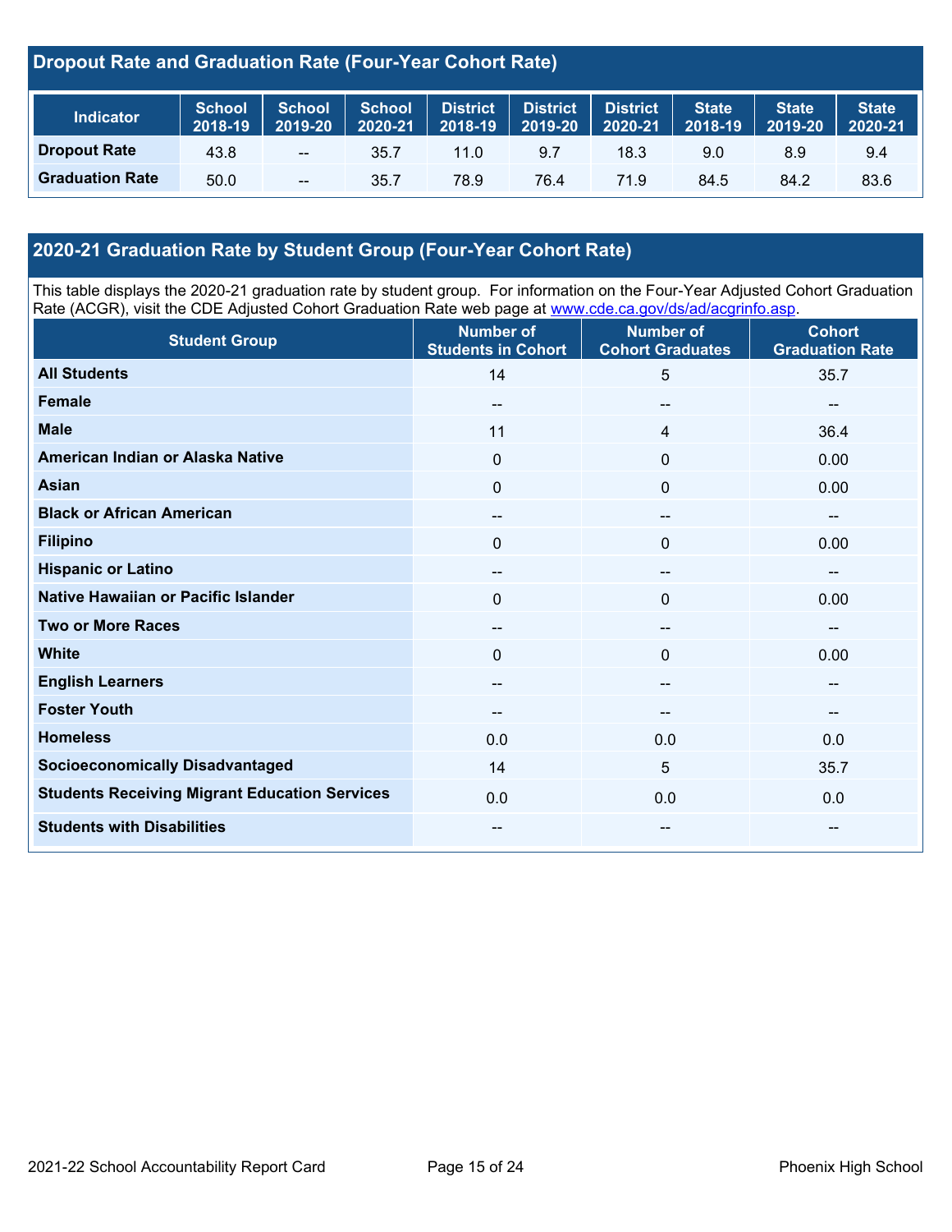## Dropout Rate and Graduation Rate (Four-Year Cohort Rate)

| Indicator | School 2018-19 | School 2019-20 | School 2020-21 | District 2018-19 | District 2019-20 | District 2020-21 | State 2018-19 | State 2019-20 | State 2020-21 |
|---|---|---|---|---|---|---|---|---|---|
| **Dropout Rate** | 43.8 | -- | 35.7 | 11.0 | 9.7 | 18.3 | 9.0 | 8.9 | 9.4 |
| **Graduation Rate** | 50.0 | -- | 35.7 | 78.9 | 76.4 | 71.9 | 84.5 | 84.2 | 83.6 |

## 2020-21 Graduation Rate by Student Group (Four-Year Cohort Rate)

This table displays the 2020-21 graduation rate by student group. For information on the Four-Year Adjusted Cohort Graduation Rate (ACGR), visit the CDE Adjusted Cohort Graduation Rate web page at www.cde.ca.gov/ds/ad/acgrinfo.asp.

| Student Group | Number of Students in Cohort | Number of Cohort Graduates | Cohort Graduation Rate |
|---|---|---|---|
| **All Students** | 14 | 5 | 35.7 |
| **Female** | -- | -- | -- |
| **Male** | 11 | 4 | 36.4 |
| **American Indian or Alaska Native** | 0 | 0 | 0.00 |
| **Asian** | 0 | 0 | 0.00 |
| **Black or African American** | -- | -- | -- |
| **Filipino** | 0 | 0 | 0.00 |
| **Hispanic or Latino** | -- | -- | -- |
| **Native Hawaiian or Pacific Islander** | 0 | 0 | 0.00 |
| **Two or More Races** | -- | -- | -- |
| **White** | 0 | 0 | 0.00 |
| **English Learners** | -- | -- | -- |
| **Foster Youth** | -- | -- | -- |
| **Homeless** | 0.0 | 0.0 | 0.0 |
| **Socioeconomically Disadvantaged** | 14 | 5 | 35.7 |
| **Students Receiving Migrant Education Services** | 0.0 | 0.0 | 0.0 |
| **Students with Disabilities** | -- | -- | -- |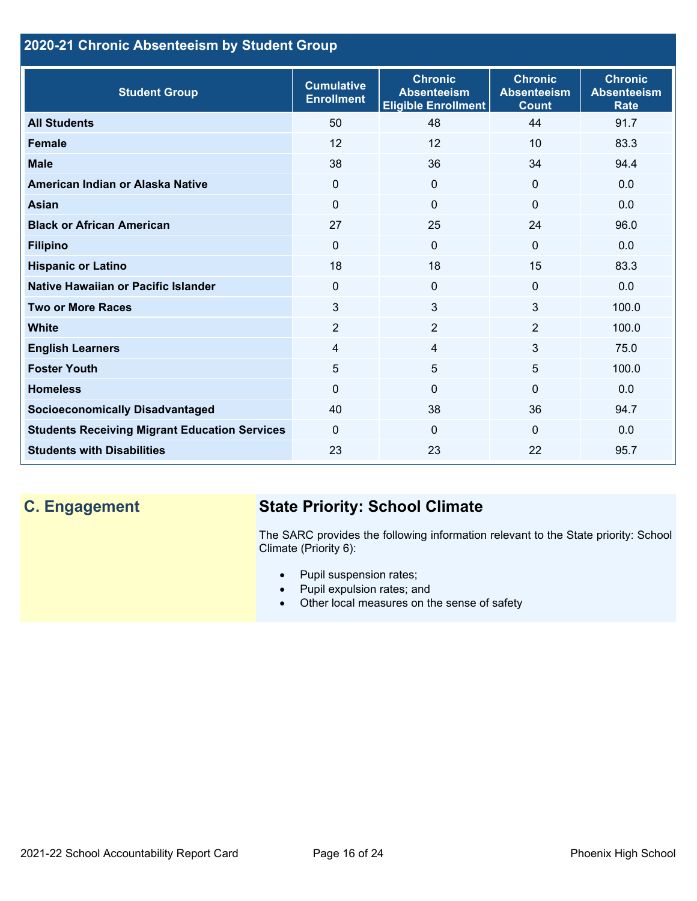## 2020-21 Chronic Absenteeism by Student Group

| Student Group | Cumulative Enrollment | Chronic Absenteeism Eligible Enrollment | Chronic Absenteeism Count | Chronic Absenteeism Rate |
|---|---|---|---|---|
| All Students | 50 | 48 | 44 | 91.7 |
| Female | 12 | 12 | 10 | 83.3 |
| Male | 38 | 36 | 34 | 94.4 |
| American Indian or Alaska Native | 0 | 0 | 0 | 0.0 |
| Asian | 0 | 0 | 0 | 0.0 |
| Black or African American | 27 | 25 | 24 | 96.0 |
| Filipino | 0 | 0 | 0 | 0.0 |
| Hispanic or Latino | 18 | 18 | 15 | 83.3 |
| Native Hawaiian or Pacific Islander | 0 | 0 | 0 | 0.0 |
| Two or More Races | 3 | 3 | 3 | 100.0 |
| White | 2 | 2 | 2 | 100.0 |
| English Learners | 4 | 4 | 3 | 75.0 |
| Foster Youth | 5 | 5 | 5 | 100.0 |
| Homeless | 0 | 0 | 0 | 0.0 |
| Socioeconomically Disadvantaged | 40 | 38 | 36 | 94.7 |
| Students Receiving Migrant Education Services | 0 | 0 | 0 | 0.0 |
| Students with Disabilities | 23 | 23 | 22 | 95.7 |

## C. Engagement

### State Priority: School Climate

The SARC provides the following information relevant to the State priority: School Climate (Priority 6):

- Pupil suspension rates;
- Pupil expulsion rates; and
- Other local measures on the sense of safety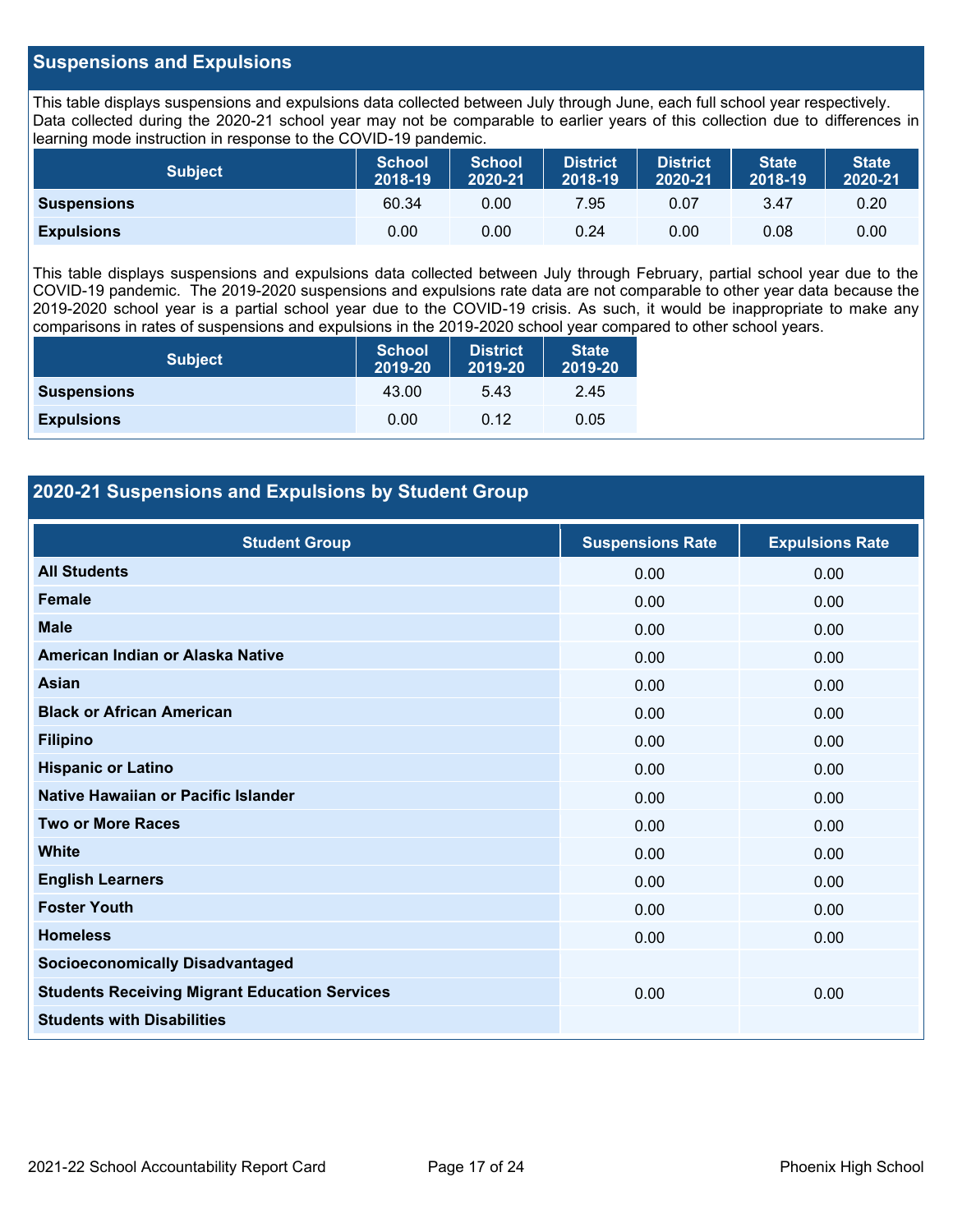## Suspensions and Expulsions

This table displays suspensions and expulsions data collected between July through June, each full school year respectively. Data collected during the 2020-21 school year may not be comparable to earlier years of this collection due to differences in learning mode instruction in response to the COVID-19 pandemic.

| Subject | School 2018-19 | School 2020-21 | District 2018-19 | District 2020-21 | State 2018-19 | State 2020-21 |
|---|---|---|---|---|---|---|
| **Suspensions** | 60.34 | 0.00 | 7.95 | 0.07 | 3.47 | 0.20 |
| **Expulsions** | 0.00 | 0.00 | 0.24 | 0.00 | 0.08 | 0.00 |

This table displays suspensions and expulsions data collected between July through February, partial school year due to the COVID-19 pandemic. The 2019-2020 suspensions and expulsions rate data are not comparable to other year data because the 2019-2020 school year is a partial school year due to the COVID-19 crisis. As such, it would be inappropriate to make any comparisons in rates of suspensions and expulsions in the 2019-2020 school year compared to other school years.

| Subject | School 2019-20 | District 2019-20 | State 2019-20 |
|---|---|---|---|
| **Suspensions** | 43.00 | 5.43 | 2.45 |
| **Expulsions** | 0.00 | 0.12 | 0.05 |

## 2020-21 Suspensions and Expulsions by Student Group

| Student Group | Suspensions Rate | Expulsions Rate |
|---|---|---|
| **All Students** | 0.00 | 0.00 |
| **Female** | 0.00 | 0.00 |
| **Male** | 0.00 | 0.00 |
| **American Indian or Alaska Native** | 0.00 | 0.00 |
| **Asian** | 0.00 | 0.00 |
| **Black or African American** | 0.00 | 0.00 |
| **Filipino** | 0.00 | 0.00 |
| **Hispanic or Latino** | 0.00 | 0.00 |
| **Native Hawaiian or Pacific Islander** | 0.00 | 0.00 |
| **Two or More Races** | 0.00 | 0.00 |
| **White** | 0.00 | 0.00 |
| **English Learners** | 0.00 | 0.00 |
| **Foster Youth** | 0.00 | 0.00 |
| **Homeless** | 0.00 | 0.00 |
| **Socioeconomically Disadvantaged** | | |
| **Students Receiving Migrant Education Services** | 0.00 | 0.00 |
| **Students with Disabilities** | | |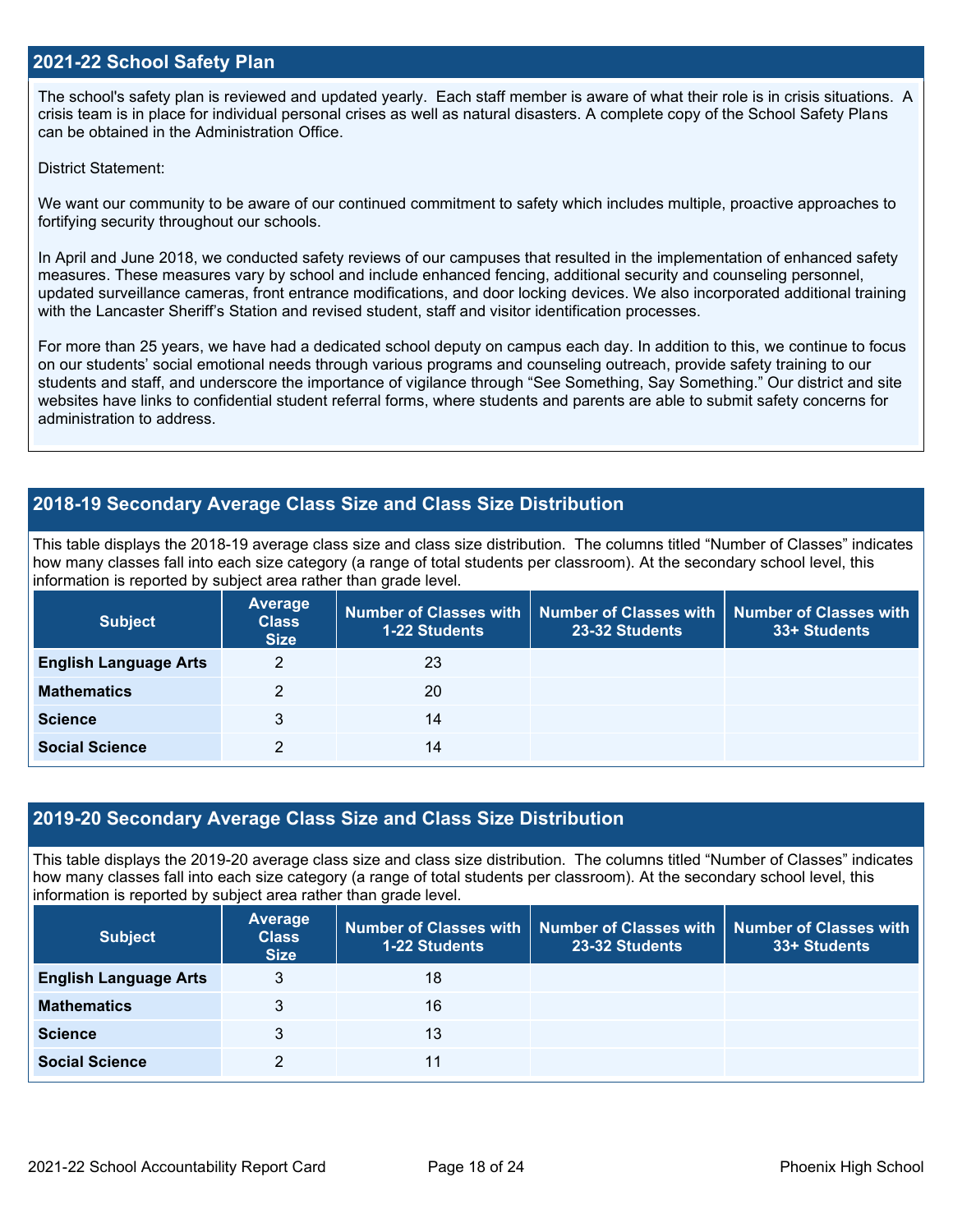## 2021-22 School Safety Plan

The school's safety plan is reviewed and updated yearly. Each staff member is aware of what their role is in crisis situations. A crisis team is in place for individual personal crises as well as natural disasters. A complete copy of the School Safety Plans can be obtained in the Administration Office.

District Statement:

We want our community to be aware of our continued commitment to safety which includes multiple, proactive approaches to fortifying security throughout our schools.

In April and June 2018, we conducted safety reviews of our campuses that resulted in the implementation of enhanced safety measures. These measures vary by school and include enhanced fencing, additional security and counseling personnel, updated surveillance cameras, front entrance modifications, and door locking devices. We also incorporated additional training with the Lancaster Sheriff's Station and revised student, staff and visitor identification processes.

For more than 25 years, we have had a dedicated school deputy on campus each day. In addition to this, we continue to focus on our students' social emotional needs through various programs and counseling outreach, provide safety training to our students and staff, and underscore the importance of vigilance through "See Something, Say Something." Our district and site websites have links to confidential student referral forms, where students and parents are able to submit safety concerns for administration to address.

## 2018-19 Secondary Average Class Size and Class Size Distribution

This table displays the 2018-19 average class size and class size distribution. The columns titled "Number of Classes" indicates how many classes fall into each size category (a range of total students per classroom). At the secondary school level, this information is reported by subject area rather than grade level.

| Subject | Average Class Size | Number of Classes with 1-22 Students | Number of Classes with 23-32 Students | Number of Classes with 33+ Students |
|---|---|---|---|---|
| **English Language Arts** | 2 | 23 | | |
| **Mathematics** | 2 | 20 | | |
| **Science** | 3 | 14 | | |
| **Social Science** | 2 | 14 | | |

## 2019-20 Secondary Average Class Size and Class Size Distribution

This table displays the 2019-20 average class size and class size distribution. The columns titled "Number of Classes" indicates how many classes fall into each size category (a range of total students per classroom). At the secondary school level, this information is reported by subject area rather than grade level.

| Subject | Average Class Size | Number of Classes with 1-22 Students | Number of Classes with 23-32 Students | Number of Classes with 33+ Students |
|---|---|---|---|---|
| **English Language Arts** | 3 | 18 | | |
| **Mathematics** | 3 | 16 | | |
| **Science** | 3 | 13 | | |
| **Social Science** | 2 | 11 | | |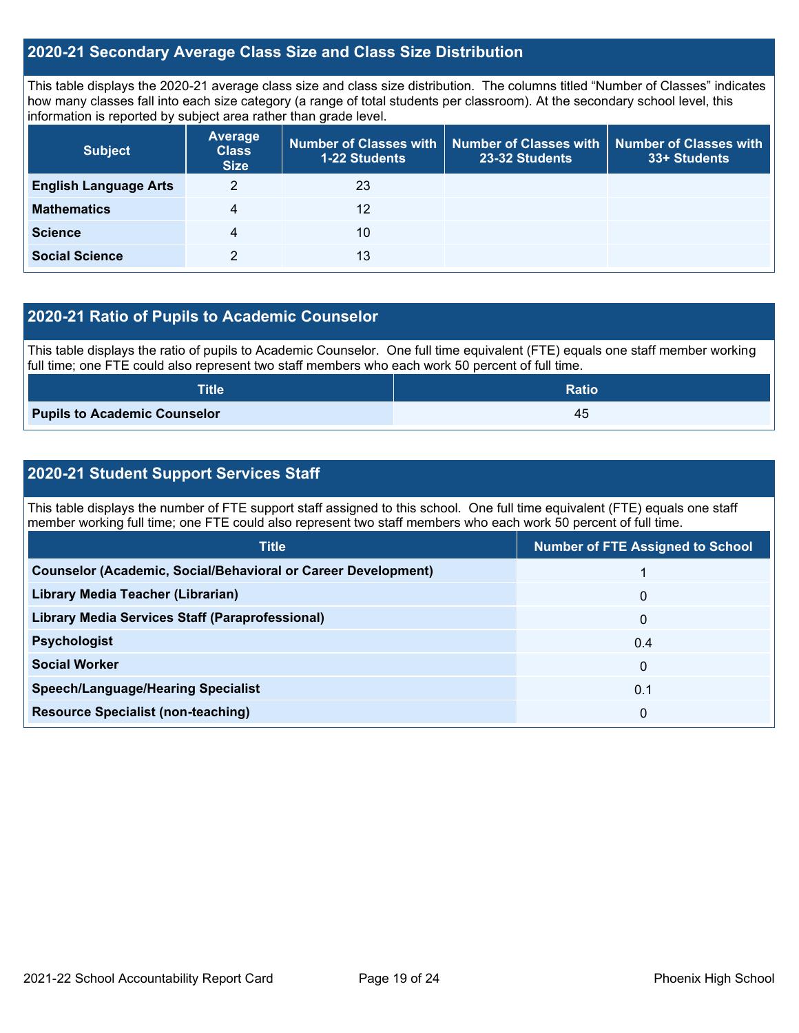## 2020-21 Secondary Average Class Size and Class Size Distribution

This table displays the 2020-21 average class size and class size distribution. The columns titled "Number of Classes" indicates how many classes fall into each size category (a range of total students per classroom). At the secondary school level, this information is reported by subject area rather than grade level.

| Subject | Average Class Size | Number of Classes with 1-22 Students | Number of Classes with 23-32 Students | Number of Classes with 33+ Students |
|---|---|---|---|---|
| **English Language Arts** | 2 | 23 | | |
| **Mathematics** | 4 | 12 | | |
| **Science** | 4 | 10 | | |
| **Social Science** | 2 | 13 | | |

## 2020-21 Ratio of Pupils to Academic Counselor

This table displays the ratio of pupils to Academic Counselor. One full time equivalent (FTE) equals one staff member working full time; one FTE could also represent two staff members who each work 50 percent of full time.

| Title | Ratio |
|---|---|
| **Pupils to Academic Counselor** | 45 |

## 2020-21 Student Support Services Staff

This table displays the number of FTE support staff assigned to this school. One full time equivalent (FTE) equals one staff member working full time; one FTE could also represent two staff members who each work 50 percent of full time.

| Title | Number of FTE Assigned to School |
|---|---|
| **Counselor (Academic, Social/Behavioral or Career Development)** | 1 |
| **Library Media Teacher (Librarian)** | 0 |
| **Library Media Services Staff (Paraprofessional)** | 0 |
| **Psychologist** | 0.4 |
| **Social Worker** | 0 |
| **Speech/Language/Hearing Specialist** | 0.1 |
| **Resource Specialist (non-teaching)** | 0 |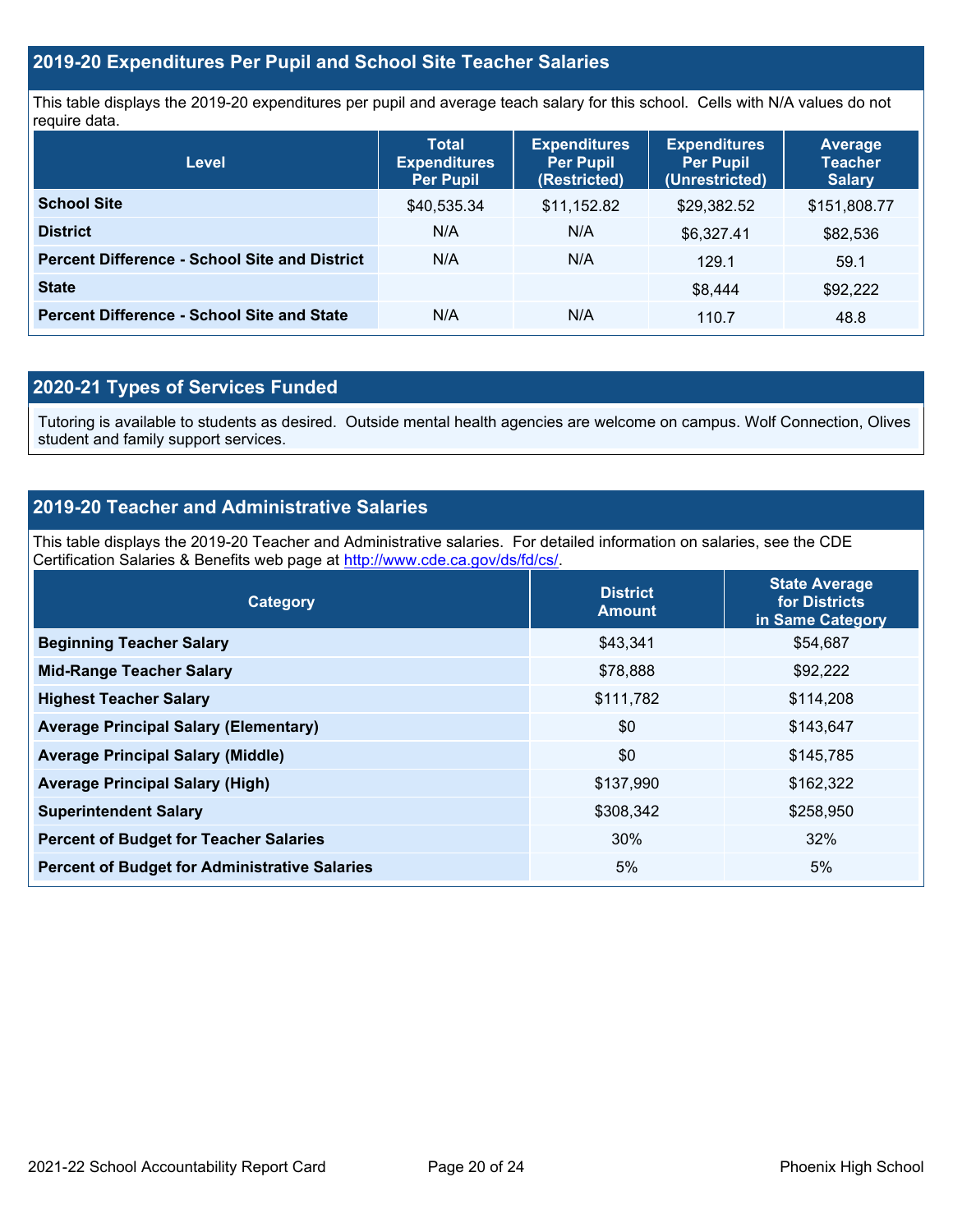## 2019-20 Expenditures Per Pupil and School Site Teacher Salaries

This table displays the 2019-20 expenditures per pupil and average teach salary for this school. Cells with N/A values do not require data.

| Level | Total Expenditures Per Pupil | Expenditures Per Pupil (Restricted) | Expenditures Per Pupil (Unrestricted) | Average Teacher Salary |
|---|---|---|---|---|
| **School Site** | $40,535.34 | $11,152.82 | $29,382.52 | $151,808.77 |
| **District** | N/A | N/A | $6,327.41 | $82,536 |
| **Percent Difference - School Site and District** | N/A | N/A | 129.1 | 59.1 |
| **State** | | | $8,444 | $92,222 |
| **Percent Difference - School Site and State** | N/A | N/A | 110.7 | 48.8 |

## 2020-21 Types of Services Funded

Tutoring is available to students as desired. Outside mental health agencies are welcome on campus. Wolf Connection, Olives student and family support services.

## 2019-20 Teacher and Administrative Salaries

This table displays the 2019-20 Teacher and Administrative salaries. For detailed information on salaries, see the CDE Certification Salaries & Benefits web page at http://www.cde.ca.gov/ds/fd/cs/.

| Category | District Amount | State Average for Districts in Same Category |
|---|---|---|
| **Beginning Teacher Salary** | $43,341 | $54,687 |
| **Mid-Range Teacher Salary** | $78,888 | $92,222 |
| **Highest Teacher Salary** | $111,782 | $114,208 |
| **Average Principal Salary (Elementary)** | $0 | $143,647 |
| **Average Principal Salary (Middle)** | $0 | $145,785 |
| **Average Principal Salary (High)** | $137,990 | $162,322 |
| **Superintendent Salary** | $308,342 | $258,950 |
| **Percent of Budget for Teacher Salaries** | 30% | 32% |
| **Percent of Budget for Administrative Salaries** | 5% | 5% |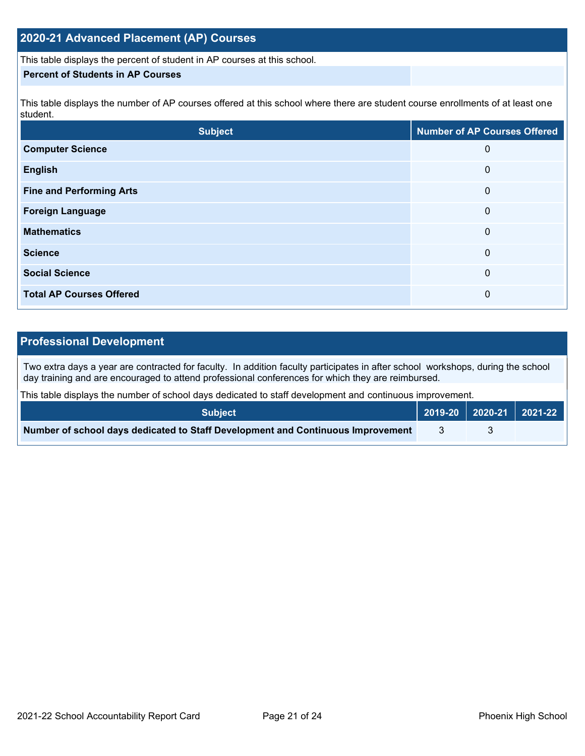## 2020-21 Advanced Placement (AP) Courses

This table displays the percent of student in AP courses at this school.

| Percent of Students in AP Courses | |
|---|---|

This table displays the number of AP courses offered at this school where there are student course enrollments of at least one student.

| Subject | Number of AP Courses Offered |
|---|---|
| Computer Science | 0 |
| English | 0 |
| Fine and Performing Arts | 0 |
| Foreign Language | 0 |
| Mathematics | 0 |
| Science | 0 |
| Social Science | 0 |
| Total AP Courses Offered | 0 |

## Professional Development

Two extra days a year are contracted for faculty. In addition faculty participates in after school workshops, during the school day training and are encouraged to attend professional conferences for which they are reimbursed.

This table displays the number of school days dedicated to staff development and continuous improvement.

| Subject | 2019-20 | 2020-21 | 2021-22 |
|---|---|---|---|
| Number of school days dedicated to Staff Development and Continuous Improvement | 3 | 3 | |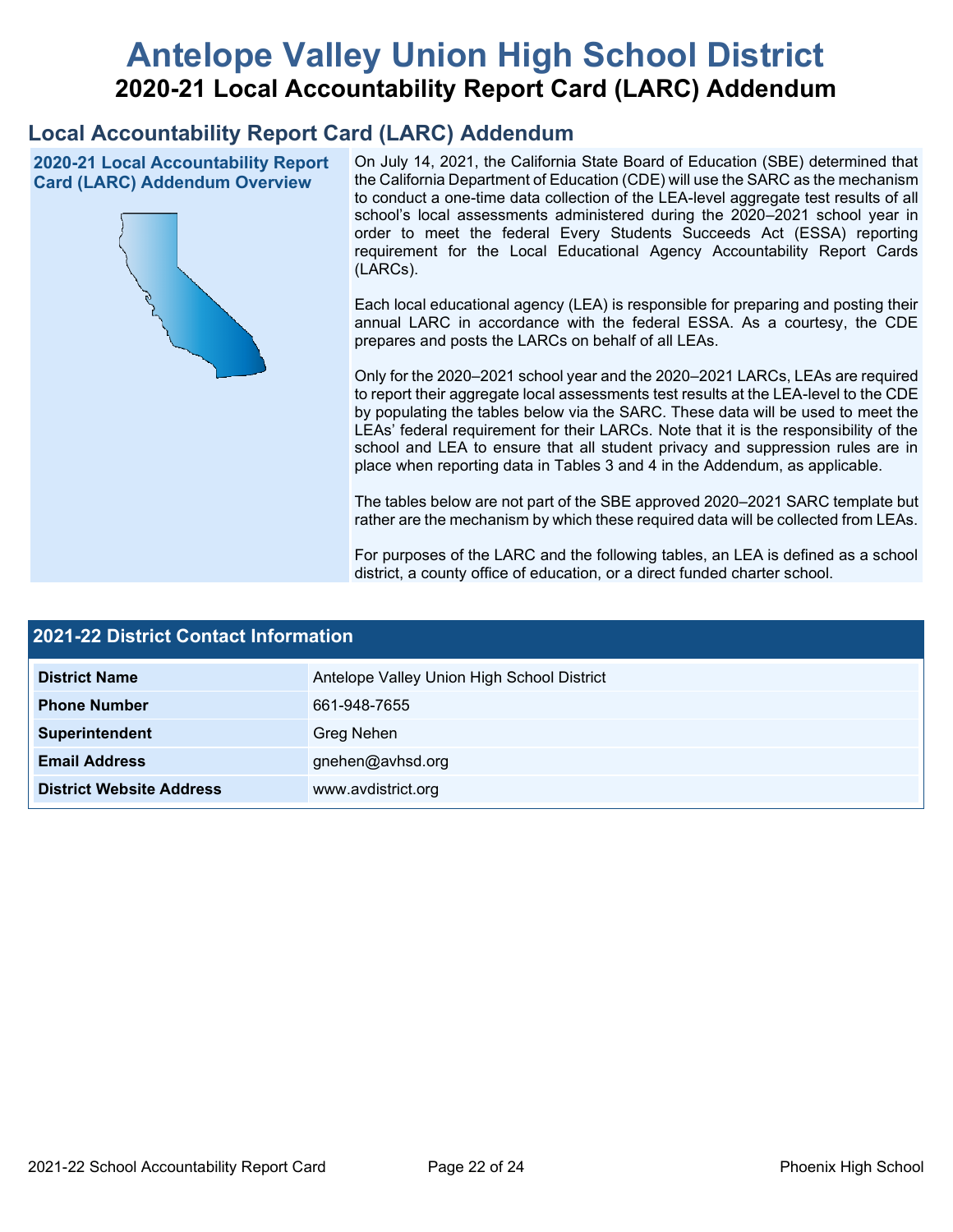# Antelope Valley Union High School District

## 2020-21 Local Accountability Report Card (LARC) Addendum

## Local Accountability Report Card (LARC) Addendum

### 2020-21 Local Accountability Report Card (LARC) Addendum Overview

On July 14, 2021, the California State Board of Education (SBE) determined that the California Department of Education (CDE) will use the SARC as the mechanism to conduct a one-time data collection of the LEA-level aggregate test results of all school's local assessments administered during the 2020–2021 school year in order to meet the federal Every Students Succeeds Act (ESSA) reporting requirement for the Local Educational Agency Accountability Report Cards (LARCs).

Each local educational agency (LEA) is responsible for preparing and posting their annual LARC in accordance with the federal ESSA. As a courtesy, the CDE prepares and posts the LARCs on behalf of all LEAs.

Only for the 2020–2021 school year and the 2020–2021 LARCs, LEAs are required to report their aggregate local assessments test results at the LEA-level to the CDE by populating the tables below via the SARC. These data will be used to meet the LEAs' federal requirement for their LARCs. Note that it is the responsibility of the school and LEA to ensure that all student privacy and suppression rules are in place when reporting data in Tables 3 and 4 in the Addendum, as applicable.

The tables below are not part of the SBE approved 2020–2021 SARC template but rather are the mechanism by which these required data will be collected from LEAs.

For purposes of the LARC and the following tables, an LEA is defined as a school district, a county office of education, or a direct funded charter school.

| 2021-22 District Contact Information | |
|---|---|
| **District Name** | Antelope Valley Union High School District |
| **Phone Number** | 661-948-7655 |
| **Superintendent** | Greg Nehen |
| **Email Address** | gnehen@avhsd.org |
| **District Website Address** | www.avdistrict.org |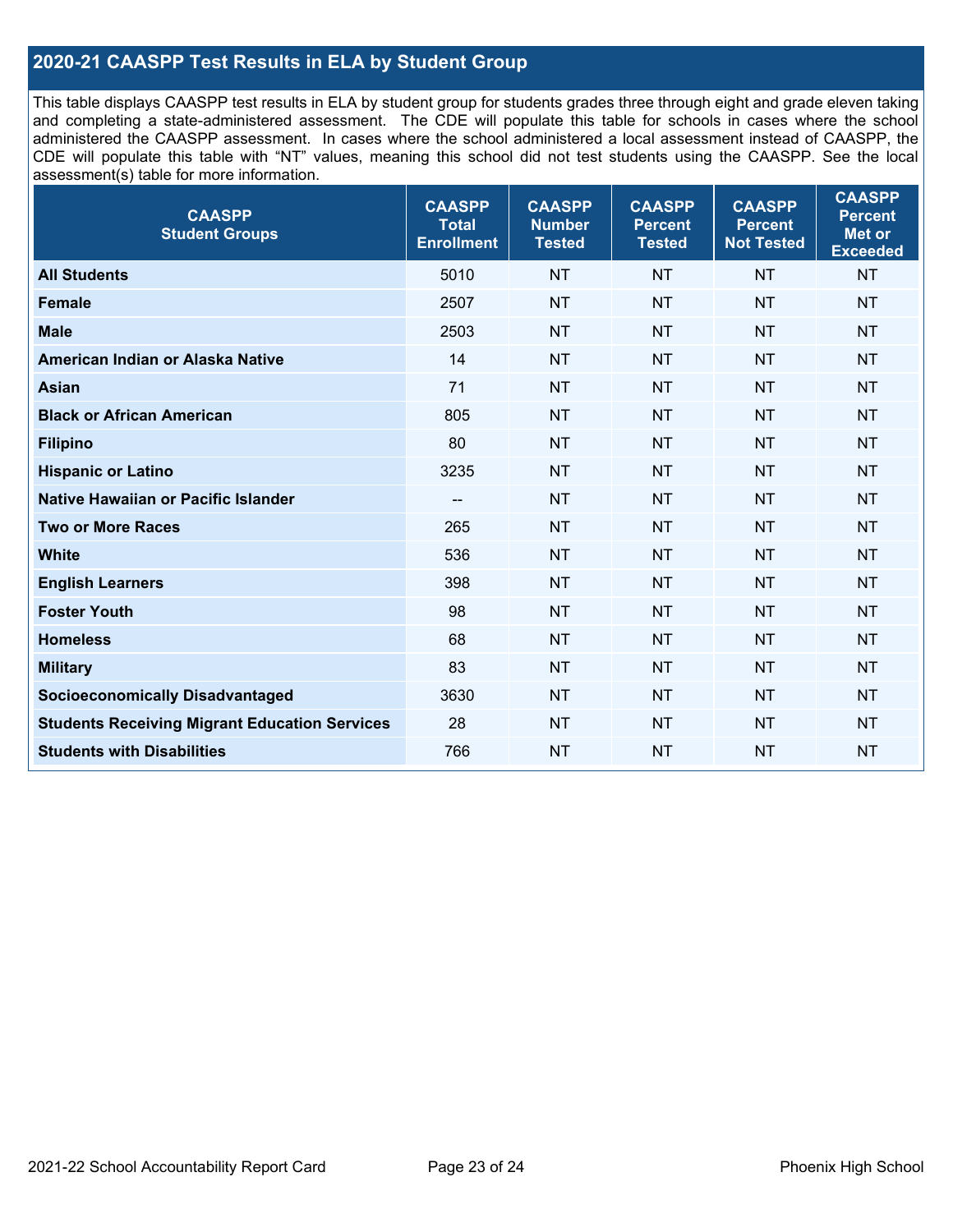## 2020-21 CAASPP Test Results in ELA by Student Group

This table displays CAASPP test results in ELA by student group for students grades three through eight and grade eleven taking and completing a state-administered assessment. The CDE will populate this table for schools in cases where the school administered the CAASPP assessment. In cases where the school administered a local assessment instead of CAASPP, the CDE will populate this table with "NT" values, meaning this school did not test students using the CAASPP. See the local assessment(s) table for more information.

| CAASPP Student Groups | CAASPP Total Enrollment | CAASPP Number Tested | CAASPP Percent Tested | CAASPP Percent Not Tested | CAASPP Percent Met or Exceeded |
|---|---|---|---|---|---|
| **All Students** | 5010 | NT | NT | NT | NT |
| **Female** | 2507 | NT | NT | NT | NT |
| **Male** | 2503 | NT | NT | NT | NT |
| **American Indian or Alaska Native** | 14 | NT | NT | NT | NT |
| **Asian** | 71 | NT | NT | NT | NT |
| **Black or African American** | 805 | NT | NT | NT | NT |
| **Filipino** | 80 | NT | NT | NT | NT |
| **Hispanic or Latino** | 3235 | NT | NT | NT | NT |
| **Native Hawaiian or Pacific Islander** | -- | NT | NT | NT | NT |
| **Two or More Races** | 265 | NT | NT | NT | NT |
| **White** | 536 | NT | NT | NT | NT |
| **English Learners** | 398 | NT | NT | NT | NT |
| **Foster Youth** | 98 | NT | NT | NT | NT |
| **Homeless** | 68 | NT | NT | NT | NT |
| **Military** | 83 | NT | NT | NT | NT |
| **Socioeconomically Disadvantaged** | 3630 | NT | NT | NT | NT |
| **Students Receiving Migrant Education Services** | 28 | NT | NT | NT | NT |
| **Students with Disabilities** | 766 | NT | NT | NT | NT |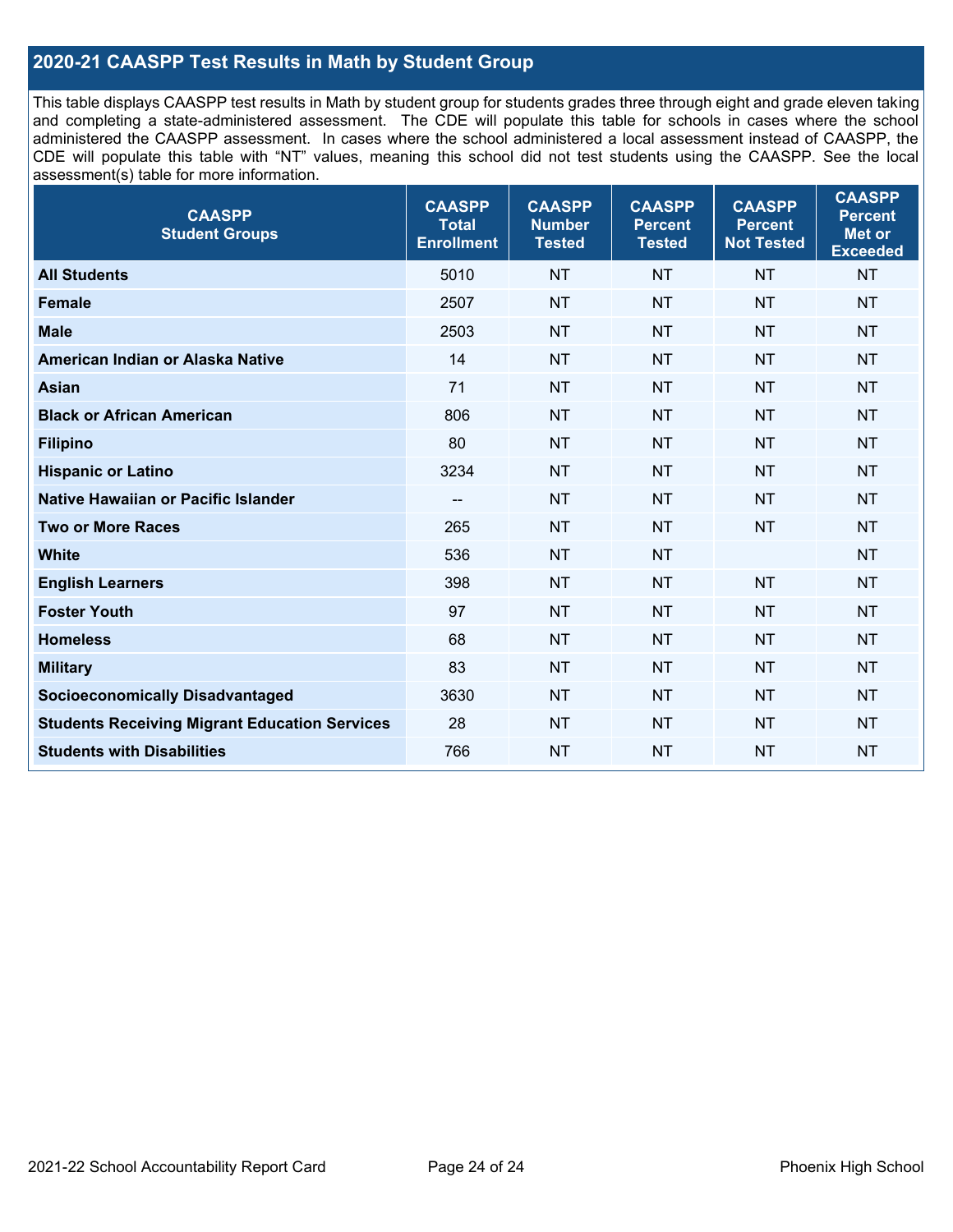## 2020-21 CAASPP Test Results in Math by Student Group

This table displays CAASPP test results in Math by student group for students grades three through eight and grade eleven taking and completing a state-administered assessment. The CDE will populate this table for schools in cases where the school administered the CAASPP assessment. In cases where the school administered a local assessment instead of CAASPP, the CDE will populate this table with "NT" values, meaning this school did not test students using the CAASPP. See the local assessment(s) table for more information.

| CAASPP Student Groups | CAASPP Total Enrollment | CAASPP Number Tested | CAASPP Percent Tested | CAASPP Percent Not Tested | CAASPP Percent Met or Exceeded |
|---|---|---|---|---|---|
| **All Students** | 5010 | NT | NT | NT | NT |
| **Female** | 2507 | NT | NT | NT | NT |
| **Male** | 2503 | NT | NT | NT | NT |
| **American Indian or Alaska Native** | 14 | NT | NT | NT | NT |
| **Asian** | 71 | NT | NT | NT | NT |
| **Black or African American** | 806 | NT | NT | NT | NT |
| **Filipino** | 80 | NT | NT | NT | NT |
| **Hispanic or Latino** | 3234 | NT | NT | NT | NT |
| **Native Hawaiian or Pacific Islander** | -- | NT | NT | NT | NT |
| **Two or More Races** | 265 | NT | NT | NT | NT |
| **White** | 536 | NT | NT | | NT |
| **English Learners** | 398 | NT | NT | NT | NT |
| **Foster Youth** | 97 | NT | NT | NT | NT |
| **Homeless** | 68 | NT | NT | NT | NT |
| **Military** | 83 | NT | NT | NT | NT |
| **Socioeconomically Disadvantaged** | 3630 | NT | NT | NT | NT |
| **Students Receiving Migrant Education Services** | 28 | NT | NT | NT | NT |
| **Students with Disabilities** | 766 | NT | NT | NT | NT |